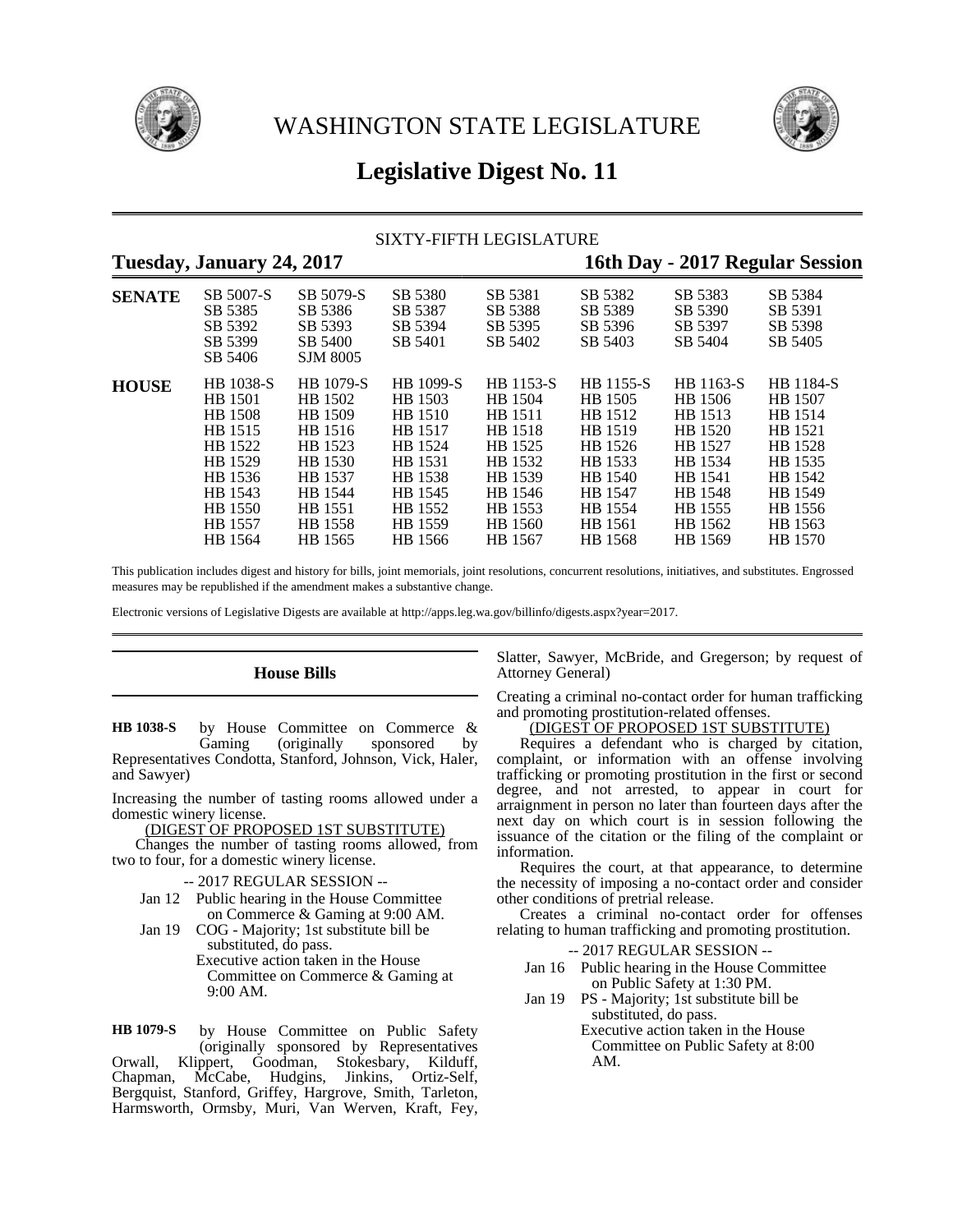# WASHINGTON STATE LEGISLATURE

## Legislative Digest No. 11

SIXTY-FIFTH LEGISLATURE

**Tuesday, January 24, 2017** | **16th Day - 2017 Regular Session**

| | | | | | | | |
|---|---|---|---|---|---|---|---|
| **SENATE** | SB 5007-S | SB 5079-S | SB 5380 | SB 5381 | SB 5382 | SB 5383 | SB 5384 |
| | SB 5385 | SB 5386 | SB 5387 | SB 5388 | SB 5389 | SB 5390 | SB 5391 |
| | SB 5392 | SB 5393 | SB 5394 | SB 5395 | SB 5396 | SB 5397 | SB 5398 |
| | SB 5399 | SB 5400 | SB 5401 | SB 5402 | SB 5403 | SB 5404 | SB 5405 |
| | SB 5406 | SJM 8005 | | | | | |
| **HOUSE** | HB 1038-S | HB 1079-S | HB 1099-S | HB 1153-S | HB 1155-S | HB 1163-S | HB 1184-S |
| | HB 1501 | HB 1502 | HB 1503 | HB 1504 | HB 1505 | HB 1506 | HB 1507 |
| | HB 1508 | HB 1509 | HB 1510 | HB 1511 | HB 1512 | HB 1513 | HB 1514 |
| | HB 1515 | HB 1516 | HB 1517 | HB 1518 | HB 1519 | HB 1520 | HB 1521 |
| | HB 1522 | HB 1523 | HB 1524 | HB 1525 | HB 1526 | HB 1527 | HB 1528 |
| | HB 1529 | HB 1530 | HB 1531 | HB 1532 | HB 1533 | HB 1534 | HB 1535 |
| | HB 1536 | HB 1537 | HB 1538 | HB 1539 | HB 1540 | HB 1541 | HB 1542 |
| | HB 1543 | HB 1544 | HB 1545 | HB 1546 | HB 1547 | HB 1548 | HB 1549 |
| | HB 1550 | HB 1551 | HB 1552 | HB 1553 | HB 1554 | HB 1555 | HB 1556 |
| | HB 1557 | HB 1558 | HB 1559 | HB 1560 | HB 1561 | HB 1562 | HB 1563 |
| | HB 1564 | HB 1565 | HB 1566 | HB 1567 | HB 1568 | HB 1569 | HB 1570 |

This publication includes digest and history for bills, joint memorials, joint resolutions, concurrent resolutions, initiatives, and substitutes. Engrossed measures may be republished if the amendment makes a substantive change.

Electronic versions of Legislative Digests are available at http://apps.leg.wa.gov/billinfo/digests.aspx?year=2017.

## House Bills

**HB 1038-S** by House Committee on Commerce & Gaming (originally sponsored by Representatives Condotta, Stanford, Johnson, Vick, Haler, and Sawyer)

Increasing the number of tasting rooms allowed under a domestic winery license.

(DIGEST OF PROPOSED 1ST SUBSTITUTE)

Changes the number of tasting rooms allowed, from two to four, for a domestic winery license.

-- 2017 REGULAR SESSION --

Jan 12 Public hearing in the House Committee on Commerce & Gaming at 9:00 AM.

Jan 19 COG - Majority; 1st substitute bill be substituted, do pass.
Executive action taken in the House Committee on Commerce & Gaming at 9:00 AM.

**HB 1079-S** by House Committee on Public Safety (originally sponsored by Representatives Orwall, Klippert, Goodman, Stokesbary, Kilduff, Chapman, McCabe, Hudgins, Jinkins, Ortiz-Self, Bergquist, Stanford, Griffey, Hargrove, Smith, Tarleton, Harmsworth, Ormsby, Muri, Van Werven, Kraft, Fey, Slatter, Sawyer, McBride, and Gregerson; by request of Attorney General)

Creating a criminal no-contact order for human trafficking and promoting prostitution-related offenses.

(DIGEST OF PROPOSED 1ST SUBSTITUTE)

Requires a defendant who is charged by citation, complaint, or information with an offense involving trafficking or promoting prostitution in the first or second degree, and not arrested, to appear in court for arraignment in person no later than fourteen days after the next day on which court is in session following the issuance of the citation or the filing of the complaint or information.

Requires the court, at that appearance, to determine the necessity of imposing a no-contact order and consider other conditions of pretrial release.

Creates a criminal no-contact order for offenses relating to human trafficking and promoting prostitution.

-- 2017 REGULAR SESSION --

Jan 16 Public hearing in the House Committee on Public Safety at 1:30 PM.

Jan 19 PS - Majority; 1st substitute bill be substituted, do pass.
Executive action taken in the House Committee on Public Safety at 8:00 AM.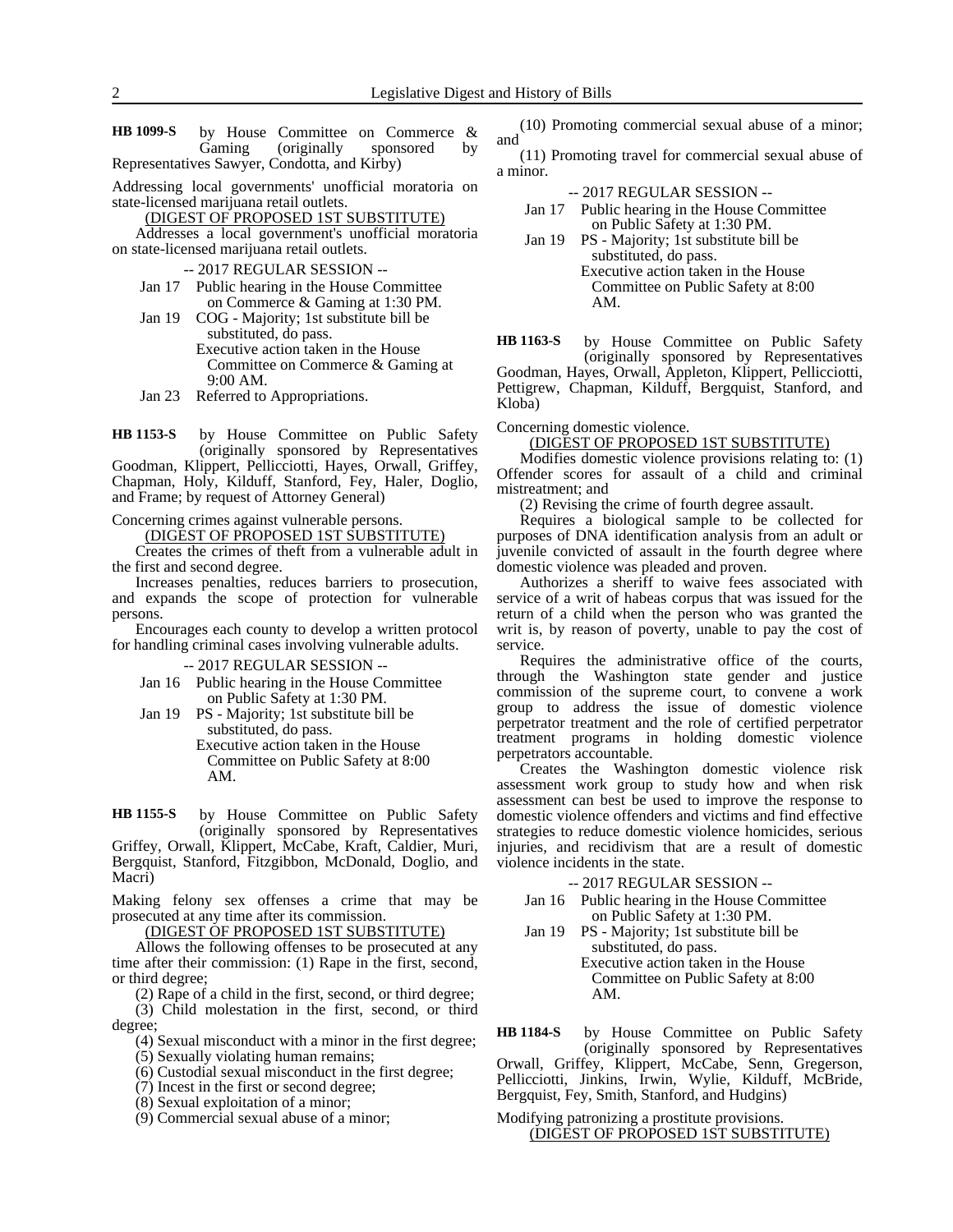**HB 1099-S** by House Committee on Commerce & Gaming (originally sponsored by Representatives Sawyer, Condotta, and Kirby)

Addressing local governments' unofficial moratoria on state-licensed marijuana retail outlets.

(DIGEST OF PROPOSED 1ST SUBSTITUTE)

Addresses a local government's unofficial moratoria on state-licensed marijuana retail outlets.

-- 2017 REGULAR SESSION --

Jan 17 Public hearing in the House Committee on Commerce & Gaming at 1:30 PM.

Jan 19 COG - Majority; 1st substitute bill be substituted, do pass.
Executive action taken in the House Committee on Commerce & Gaming at 9:00 AM.

Jan 23 Referred to Appropriations.

**HB 1153-S** by House Committee on Public Safety (originally sponsored by Representatives Goodman, Klippert, Pellicciotti, Hayes, Orwall, Griffey, Chapman, Holy, Kilduff, Stanford, Fey, Haler, Doglio, and Frame; by request of Attorney General)

Concerning crimes against vulnerable persons.

(DIGEST OF PROPOSED 1ST SUBSTITUTE)

Creates the crimes of theft from a vulnerable adult in the first and second degree.

Increases penalties, reduces barriers to prosecution, and expands the scope of protection for vulnerable persons.

Encourages each county to develop a written protocol for handling criminal cases involving vulnerable adults.

-- 2017 REGULAR SESSION --

Jan 16 Public hearing in the House Committee on Public Safety at 1:30 PM.

Jan 19 PS - Majority; 1st substitute bill be substituted, do pass.
Executive action taken in the House Committee on Public Safety at 8:00 AM.

**HB 1155-S** by House Committee on Public Safety (originally sponsored by Representatives Griffey, Orwall, Klippert, McCabe, Kraft, Caldier, Muri, Bergquist, Stanford, Fitzgibbon, McDonald, Doglio, and Macri)

Making felony sex offenses a crime that may be prosecuted at any time after its commission.

(DIGEST OF PROPOSED 1ST SUBSTITUTE)

Allows the following offenses to be prosecuted at any time after their commission: (1) Rape in the first, second, or third degree;

(2) Rape of a child in the first, second, or third degree;

(3) Child molestation in the first, second, or third degree;

(4) Sexual misconduct with a minor in the first degree;

(5) Sexually violating human remains;

(6) Custodial sexual misconduct in the first degree;

(7) Incest in the first or second degree;

(8) Sexual exploitation of a minor;

(9) Commercial sexual abuse of a minor;

(10) Promoting commercial sexual abuse of a minor; and

(11) Promoting travel for commercial sexual abuse of a minor.

-- 2017 REGULAR SESSION --

Jan 17 Public hearing in the House Committee on Public Safety at 1:30 PM.

Jan 19 PS - Majority; 1st substitute bill be substituted, do pass.
Executive action taken in the House Committee on Public Safety at 8:00 AM.

**HB 1163-S** by House Committee on Public Safety (originally sponsored by Representatives Goodman, Hayes, Orwall, Appleton, Klippert, Pellicciotti, Pettigrew, Chapman, Kilduff, Bergquist, Stanford, and Kloba)

Concerning domestic violence.

(DIGEST OF PROPOSED 1ST SUBSTITUTE)

Modifies domestic violence provisions relating to: (1) Offender scores for assault of a child and criminal mistreatment; and

(2) Revising the crime of fourth degree assault.

Requires a biological sample to be collected for purposes of DNA identification analysis from an adult or juvenile convicted of assault in the fourth degree where domestic violence was pleaded and proven.

Authorizes a sheriff to waive fees associated with service of a writ of habeas corpus that was issued for the return of a child when the person who was granted the writ is, by reason of poverty, unable to pay the cost of service.

Requires the administrative office of the courts, through the Washington state gender and justice commission of the supreme court, to convene a work group to address the issue of domestic violence perpetrator treatment and the role of certified perpetrator treatment programs in holding domestic violence perpetrators accountable.

Creates the Washington domestic violence risk assessment work group to study how and when risk assessment can best be used to improve the response to domestic violence offenders and victims and find effective strategies to reduce domestic violence homicides, serious injuries, and recidivism that are a result of domestic violence incidents in the state.

-- 2017 REGULAR SESSION --

Jan 16 Public hearing in the House Committee on Public Safety at 1:30 PM.

Jan 19 PS - Majority; 1st substitute bill be substituted, do pass.
Executive action taken in the House Committee on Public Safety at 8:00 AM.

**HB 1184-S** by House Committee on Public Safety (originally sponsored by Representatives Orwall, Griffey, Klippert, McCabe, Senn, Gregerson, Pellicciotti, Jinkins, Irwin, Wylie, Kilduff, McBride, Bergquist, Fey, Smith, Stanford, and Hudgins)

Modifying patronizing a prostitute provisions.

(DIGEST OF PROPOSED 1ST SUBSTITUTE)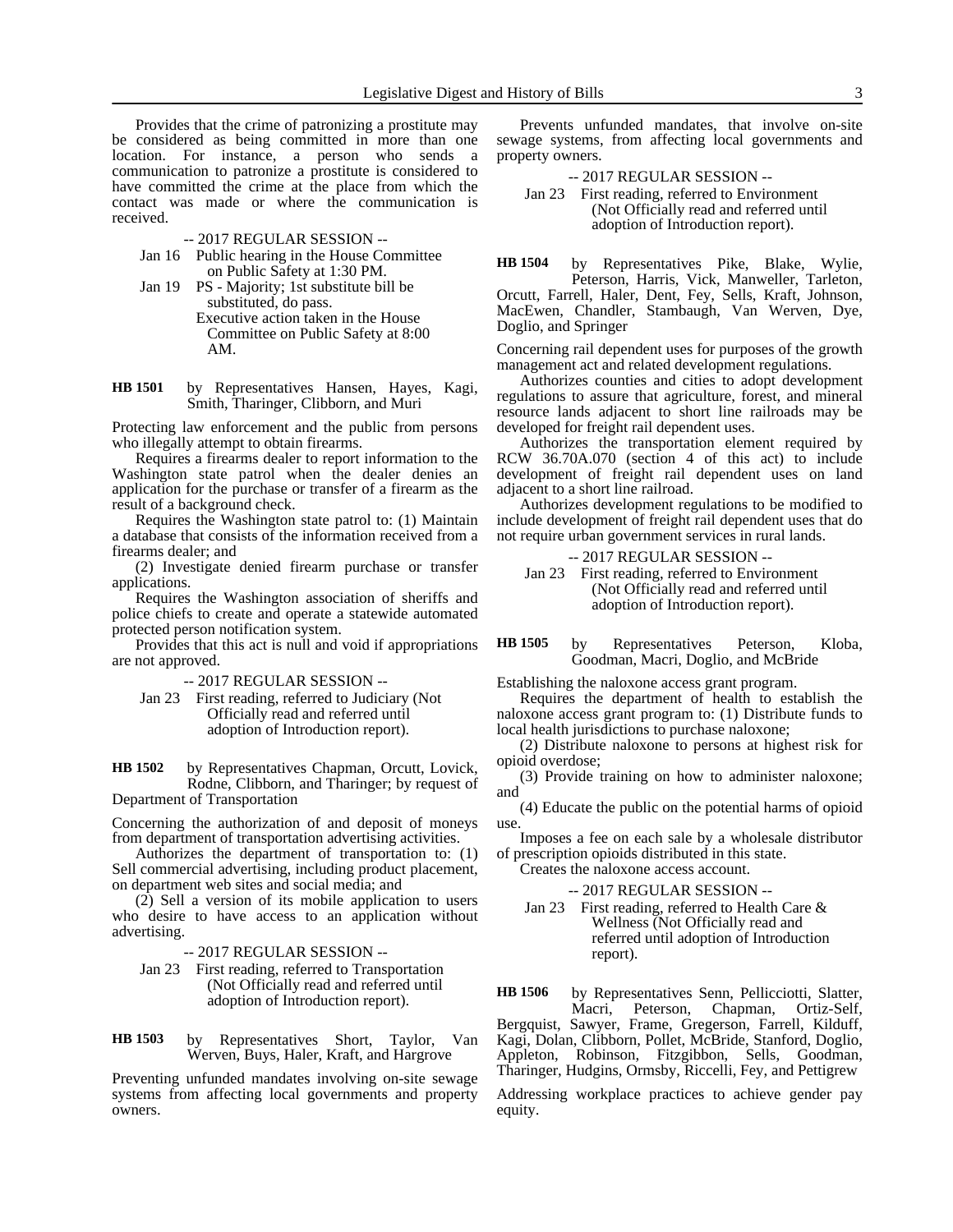Provides that the crime of patronizing a prostitute may be considered as being committed in more than one location. For instance, a person who sends a communication to patronize a prostitute is considered to have committed the crime at the place from which the contact was made or where the communication is received.

-- 2017 REGULAR SESSION --

Jan 16 Public hearing in the House Committee on Public Safety at 1:30 PM.

Jan 19 PS - Majority; 1st substitute bill be substituted, do pass.
Executive action taken in the House Committee on Public Safety at 8:00 AM.

**HB 1501** by Representatives Hansen, Hayes, Kagi, Smith, Tharinger, Clibborn, and Muri

Protecting law enforcement and the public from persons who illegally attempt to obtain firearms.

Requires a firearms dealer to report information to the Washington state patrol when the dealer denies an application for the purchase or transfer of a firearm as the result of a background check.

Requires the Washington state patrol to: (1) Maintain a database that consists of the information received from a firearms dealer; and

(2) Investigate denied firearm purchase or transfer applications.

Requires the Washington association of sheriffs and police chiefs to create and operate a statewide automated protected person notification system.

Provides that this act is null and void if appropriations are not approved.

-- 2017 REGULAR SESSION --

Jan 23 First reading, referred to Judiciary (Not Officially read and referred until adoption of Introduction report).

**HB 1502** by Representatives Chapman, Orcutt, Lovick, Rodne, Clibborn, and Tharinger; by request of Department of Transportation

Concerning the authorization of and deposit of moneys from department of transportation advertising activities.

Authorizes the department of transportation to: (1) Sell commercial advertising, including product placement, on department web sites and social media; and

(2) Sell a version of its mobile application to users who desire to have access to an application without advertising.

-- 2017 REGULAR SESSION --

Jan 23 First reading, referred to Transportation (Not Officially read and referred until adoption of Introduction report).

**HB 1503** by Representatives Short, Taylor, Van Werven, Buys, Haler, Kraft, and Hargrove

Preventing unfunded mandates involving on-site sewage systems from affecting local governments and property owners.

Prevents unfunded mandates, that involve on-site sewage systems, from affecting local governments and property owners.

-- 2017 REGULAR SESSION --

Jan 23 First reading, referred to Environment (Not Officially read and referred until adoption of Introduction report).

**HB 1504** by Representatives Pike, Blake, Wylie, Peterson, Harris, Vick, Manweller, Tarleton, Orcutt, Farrell, Haler, Dent, Fey, Sells, Kraft, Johnson, MacEwen, Chandler, Stambaugh, Van Werven, Dye, Doglio, and Springer

Concerning rail dependent uses for purposes of the growth management act and related development regulations.

Authorizes counties and cities to adopt development regulations to assure that agriculture, forest, and mineral resource lands adjacent to short line railroads may be developed for freight rail dependent uses.

Authorizes the transportation element required by RCW 36.70A.070 (section 4 of this act) to include development of freight rail dependent uses on land adjacent to a short line railroad.

Authorizes development regulations to be modified to include development of freight rail dependent uses that do not require urban government services in rural lands.

-- 2017 REGULAR SESSION --

Jan 23 First reading, referred to Environment (Not Officially read and referred until adoption of Introduction report).

**HB 1505** by Representatives Peterson, Kloba, Goodman, Macri, Doglio, and McBride

Establishing the naloxone access grant program.

Requires the department of health to establish the naloxone access grant program to: (1) Distribute funds to local health jurisdictions to purchase naloxone;

(2) Distribute naloxone to persons at highest risk for opioid overdose;

(3) Provide training on how to administer naloxone; and

(4) Educate the public on the potential harms of opioid use.

Imposes a fee on each sale by a wholesale distributor of prescription opioids distributed in this state.

Creates the naloxone access account.

-- 2017 REGULAR SESSION --

Jan 23 First reading, referred to Health Care & Wellness (Not Officially read and referred until adoption of Introduction report).

**HB 1506** by Representatives Senn, Pellicciotti, Slatter, Macri, Peterson, Chapman, Ortiz-Self, Bergquist, Sawyer, Frame, Gregerson, Farrell, Kilduff, Kagi, Dolan, Clibborn, Pollet, McBride, Stanford, Doglio, Appleton, Robinson, Fitzgibbon, Sells, Goodman, Tharinger, Hudgins, Ormsby, Riccelli, Fey, and Pettigrew

Addressing workplace practices to achieve gender pay equity.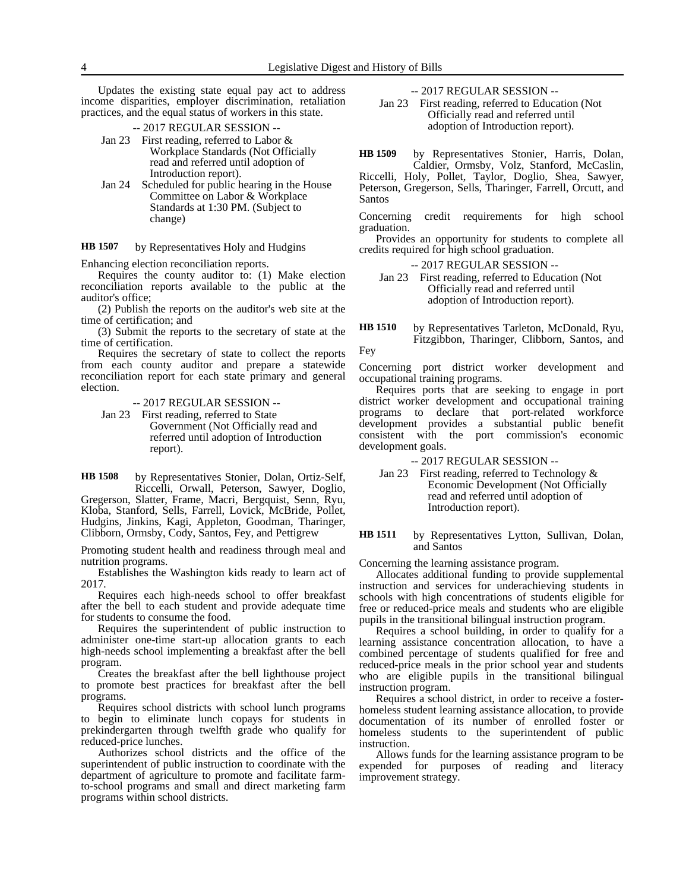Updates the existing state equal pay act to address income disparities, employer discrimination, retaliation practices, and the equal status of workers in this state.

-- 2017 REGULAR SESSION --

Jan 23 First reading, referred to Labor & Workplace Standards (Not Officially read and referred until adoption of Introduction report).

Jan 24 Scheduled for public hearing in the House Committee on Labor & Workplace Standards at 1:30 PM. (Subject to change)

**HB 1507** by Representatives Holy and Hudgins

Enhancing election reconciliation reports.

Requires the county auditor to: (1) Make election reconciliation reports available to the public at the auditor's office;

(2) Publish the reports on the auditor's web site at the time of certification; and

(3) Submit the reports to the secretary of state at the time of certification.

Requires the secretary of state to collect the reports from each county auditor and prepare a statewide reconciliation report for each state primary and general election.

-- 2017 REGULAR SESSION --

Jan 23 First reading, referred to State Government (Not Officially read and referred until adoption of Introduction report).

**HB 1508** by Representatives Stonier, Dolan, Ortiz-Self, Riccelli, Orwall, Peterson, Sawyer, Doglio, Gregerson, Slatter, Frame, Macri, Bergquist, Senn, Ryu, Kloba, Stanford, Sells, Farrell, Lovick, McBride, Pollet, Hudgins, Jinkins, Kagi, Appleton, Goodman, Tharinger, Clibborn, Ormsby, Cody, Santos, Fey, and Pettigrew

Promoting student health and readiness through meal and nutrition programs.

Establishes the Washington kids ready to learn act of 2017.

Requires each high-needs school to offer breakfast after the bell to each student and provide adequate time for students to consume the food.

Requires the superintendent of public instruction to administer one-time start-up allocation grants to each high-needs school implementing a breakfast after the bell program.

Creates the breakfast after the bell lighthouse project to promote best practices for breakfast after the bell programs.

Requires school districts with school lunch programs to begin to eliminate lunch copays for students in prekindergarten through twelfth grade who qualify for reduced-price lunches.

Authorizes school districts and the office of the superintendent of public instruction to coordinate with the department of agriculture to promote and facilitate farm-to-school programs and small and direct marketing farm programs within school districts.

-- 2017 REGULAR SESSION --

Jan 23 First reading, referred to Education (Not Officially read and referred until adoption of Introduction report).

**HB 1509** by Representatives Stonier, Harris, Dolan, Caldier, Ormsby, Volz, Stanford, McCaslin, Riccelli, Holy, Pollet, Taylor, Doglio, Shea, Sawyer, Peterson, Gregerson, Sells, Tharinger, Farrell, Orcutt, and Santos

Concerning credit requirements for high school graduation.

Provides an opportunity for students to complete all credits required for high school graduation.

-- 2017 REGULAR SESSION --

Jan 23 First reading, referred to Education (Not Officially read and referred until adoption of Introduction report).

**HB 1510** by Representatives Tarleton, McDonald, Ryu, Fitzgibbon, Tharinger, Clibborn, Santos, and Fey

Concerning port district worker development and occupational training programs.

Requires ports that are seeking to engage in port district worker development and occupational training programs to declare that port-related workforce development provides a substantial public benefit consistent with the port commission's economic development goals.

-- 2017 REGULAR SESSION --

Jan 23 First reading, referred to Technology & Economic Development (Not Officially read and referred until adoption of Introduction report).

**HB 1511** by Representatives Lytton, Sullivan, Dolan, and Santos

Concerning the learning assistance program.

Allocates additional funding to provide supplemental instruction and services for underachieving students in schools with high concentrations of students eligible for free or reduced-price meals and students who are eligible pupils in the transitional bilingual instruction program.

Requires a school building, in order to qualify for a learning assistance concentration allocation, to have a combined percentage of students qualified for free and reduced-price meals in the prior school year and students who are eligible pupils in the transitional bilingual instruction program.

Requires a school district, in order to receive a foster-homeless student learning assistance allocation, to provide documentation of its number of enrolled foster or homeless students to the superintendent of public instruction.

Allows funds for the learning assistance program to be expended for purposes of reading and literacy improvement strategy.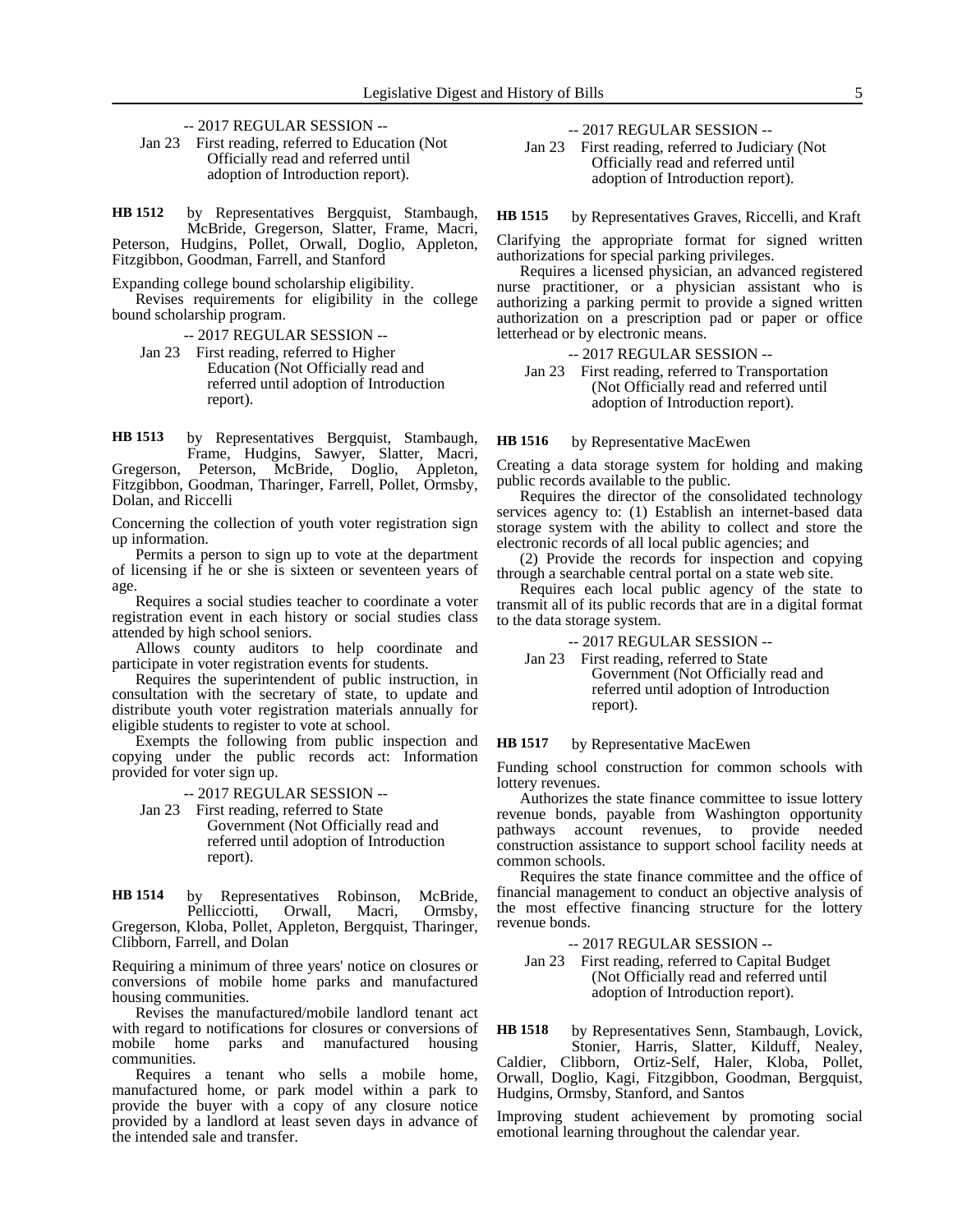-- 2017 REGULAR SESSION --

Jan 23 First reading, referred to Education (Not Officially read and referred until adoption of Introduction report).

**HB 1512** by Representatives Bergquist, Stambaugh, McBride, Gregerson, Slatter, Frame, Macri, Peterson, Hudgins, Pollet, Orwall, Doglio, Appleton, Fitzgibbon, Goodman, Farrell, and Stanford

Expanding college bound scholarship eligibility.

Revises requirements for eligibility in the college bound scholarship program.

-- 2017 REGULAR SESSION --

Jan 23 First reading, referred to Higher Education (Not Officially read and referred until adoption of Introduction report).

**HB 1513** by Representatives Bergquist, Stambaugh, Frame, Hudgins, Sawyer, Slatter, Macri, Gregerson, Peterson, McBride, Doglio, Appleton, Fitzgibbon, Goodman, Tharinger, Farrell, Pollet, Ormsby, Dolan, and Riccelli

Concerning the collection of youth voter registration sign up information.

Permits a person to sign up to vote at the department of licensing if he or she is sixteen or seventeen years of age.

Requires a social studies teacher to coordinate a voter registration event in each history or social studies class attended by high school seniors.

Allows county auditors to help coordinate and participate in voter registration events for students.

Requires the superintendent of public instruction, in consultation with the secretary of state, to update and distribute youth voter registration materials annually for eligible students to register to vote at school.

Exempts the following from public inspection and copying under the public records act: Information provided for voter sign up.

-- 2017 REGULAR SESSION --

Jan 23 First reading, referred to State Government (Not Officially read and referred until adoption of Introduction report).

**HB 1514** by Representatives Robinson, McBride, Pellicciotti, Orwall, Macri, Ormsby, Gregerson, Kloba, Pollet, Appleton, Bergquist, Tharinger, Clibborn, Farrell, and Dolan

Requiring a minimum of three years' notice on closures or conversions of mobile home parks and manufactured housing communities.

Revises the manufactured/mobile landlord tenant act with regard to notifications for closures or conversions of mobile home parks and manufactured housing communities.

Requires a tenant who sells a mobile home, manufactured home, or park model within a park to provide the buyer with a copy of any closure notice provided by a landlord at least seven days in advance of the intended sale and transfer.

-- 2017 REGULAR SESSION --

Jan 23 First reading, referred to Judiciary (Not Officially read and referred until adoption of Introduction report).

**HB 1515** by Representatives Graves, Riccelli, and Kraft

Clarifying the appropriate format for signed written authorizations for special parking privileges.

Requires a licensed physician, an advanced registered nurse practitioner, or a physician assistant who is authorizing a parking permit to provide a signed written authorization on a prescription pad or paper or office letterhead or by electronic means.

-- 2017 REGULAR SESSION --

Jan 23 First reading, referred to Transportation (Not Officially read and referred until adoption of Introduction report).

**HB 1516** by Representative MacEwen

Creating a data storage system for holding and making public records available to the public.

Requires the director of the consolidated technology services agency to: (1) Establish an internet-based data storage system with the ability to collect and store the electronic records of all local public agencies; and

(2) Provide the records for inspection and copying through a searchable central portal on a state web site.

Requires each local public agency of the state to transmit all of its public records that are in a digital format to the data storage system.

-- 2017 REGULAR SESSION --

Jan 23 First reading, referred to State Government (Not Officially read and referred until adoption of Introduction report).

**HB 1517** by Representative MacEwen

Funding school construction for common schools with lottery revenues.

Authorizes the state finance committee to issue lottery revenue bonds, payable from Washington opportunity pathways account revenues, to provide needed construction assistance to support school facility needs at common schools.

Requires the state finance committee and the office of financial management to conduct an objective analysis of the most effective financing structure for the lottery revenue bonds.

-- 2017 REGULAR SESSION --

Jan 23 First reading, referred to Capital Budget (Not Officially read and referred until adoption of Introduction report).

**HB 1518** by Representatives Senn, Stambaugh, Lovick, Stonier, Harris, Slatter, Kilduff, Nealey, Caldier, Clibborn, Ortiz-Self, Haler, Kloba, Pollet, Orwall, Doglio, Kagi, Fitzgibbon, Goodman, Bergquist, Hudgins, Ormsby, Stanford, and Santos

Improving student achievement by promoting social emotional learning throughout the calendar year.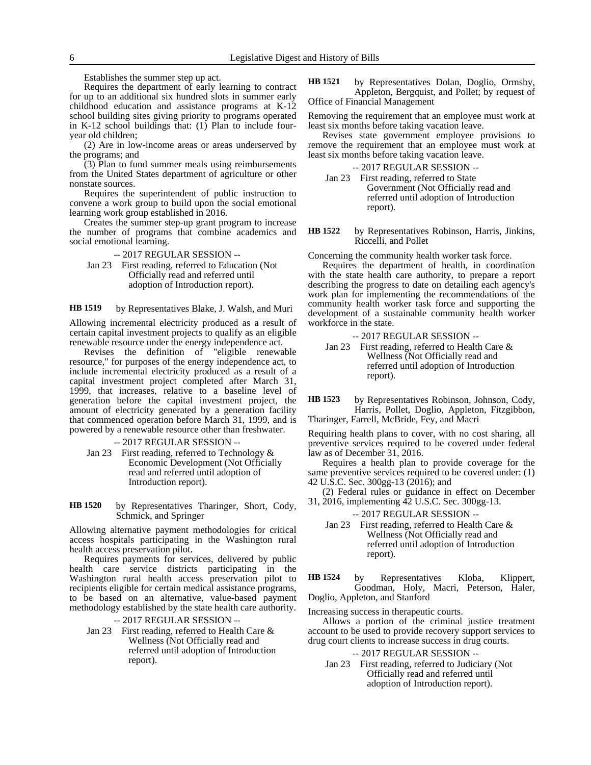Establishes the summer step up act.

Requires the department of early learning to contract for up to an additional six hundred slots in summer early childhood education and assistance programs at K-12 school building sites giving priority to programs operated in K-12 school buildings that: (1) Plan to include four-year old children;

(2) Are in low-income areas or areas underserved by the programs; and

(3) Plan to fund summer meals using reimbursements from the United States department of agriculture or other nonstate sources.

Requires the superintendent of public instruction to convene a work group to build upon the social emotional learning work group established in 2016.

Creates the summer step-up grant program to increase the number of programs that combine academics and social emotional learning.

-- 2017 REGULAR SESSION --

Jan 23 First reading, referred to Education (Not Officially read and referred until adoption of Introduction report).

**HB 1519** by Representatives Blake, J. Walsh, and Muri

Allowing incremental electricity produced as a result of certain capital investment projects to qualify as an eligible renewable resource under the energy independence act.

Revises the definition of "eligible renewable resource," for purposes of the energy independence act, to include incremental electricity produced as a result of a capital investment project completed after March 31, 1999, that increases, relative to a baseline level of generation before the capital investment project, the amount of electricity generated by a generation facility that commenced operation before March 31, 1999, and is powered by a renewable resource other than freshwater.

-- 2017 REGULAR SESSION --

Jan 23 First reading, referred to Technology & Economic Development (Not Officially read and referred until adoption of Introduction report).

**HB 1520** by Representatives Tharinger, Short, Cody, Schmick, and Springer

Allowing alternative payment methodologies for critical access hospitals participating in the Washington rural health access preservation pilot.

Requires payments for services, delivered by public health care service districts participating in the Washington rural health access preservation pilot to recipients eligible for certain medical assistance programs, to be based on an alternative, value-based payment methodology established by the state health care authority.

-- 2017 REGULAR SESSION --

Jan 23 First reading, referred to Health Care & Wellness (Not Officially read and referred until adoption of Introduction report).

**HB 1521** by Representatives Dolan, Doglio, Ormsby, Appleton, Bergquist, and Pollet; by request of Office of Financial Management

Removing the requirement that an employee must work at least six months before taking vacation leave.

Revises state government employee provisions to remove the requirement that an employee must work at least six months before taking vacation leave.

-- 2017 REGULAR SESSION --

Jan 23 First reading, referred to State Government (Not Officially read and referred until adoption of Introduction report).

**HB 1522** by Representatives Robinson, Harris, Jinkins, Riccelli, and Pollet

Concerning the community health worker task force.

Requires the department of health, in coordination with the state health care authority, to prepare a report describing the progress to date on detailing each agency's work plan for implementing the recommendations of the community health worker task force and supporting the development of a sustainable community health worker workforce in the state.

-- 2017 REGULAR SESSION --

Jan 23 First reading, referred to Health Care & Wellness (Not Officially read and referred until adoption of Introduction report).

**HB 1523** by Representatives Robinson, Johnson, Cody, Harris, Pollet, Doglio, Appleton, Fitzgibbon, Tharinger, Farrell, McBride, Fey, and Macri

Requiring health plans to cover, with no cost sharing, all preventive services required to be covered under federal law as of December 31, 2016.

Requires a health plan to provide coverage for the same preventive services required to be covered under: (1) 42 U.S.C. Sec. 300gg-13 (2016); and

(2) Federal rules or guidance in effect on December 31, 2016, implementing 42 U.S.C. Sec. 300gg-13.

-- 2017 REGULAR SESSION --

Jan 23 First reading, referred to Health Care & Wellness (Not Officially read and referred until adoption of Introduction report).

**HB 1524** by Representatives Kloba, Klippert, Goodman, Holy, Macri, Peterson, Haler, Doglio, Appleton, and Stanford

Increasing success in therapeutic courts.

Allows a portion of the criminal justice treatment account to be used to provide recovery support services to drug court clients to increase success in drug courts.

-- 2017 REGULAR SESSION --

Jan 23 First reading, referred to Judiciary (Not Officially read and referred until adoption of Introduction report).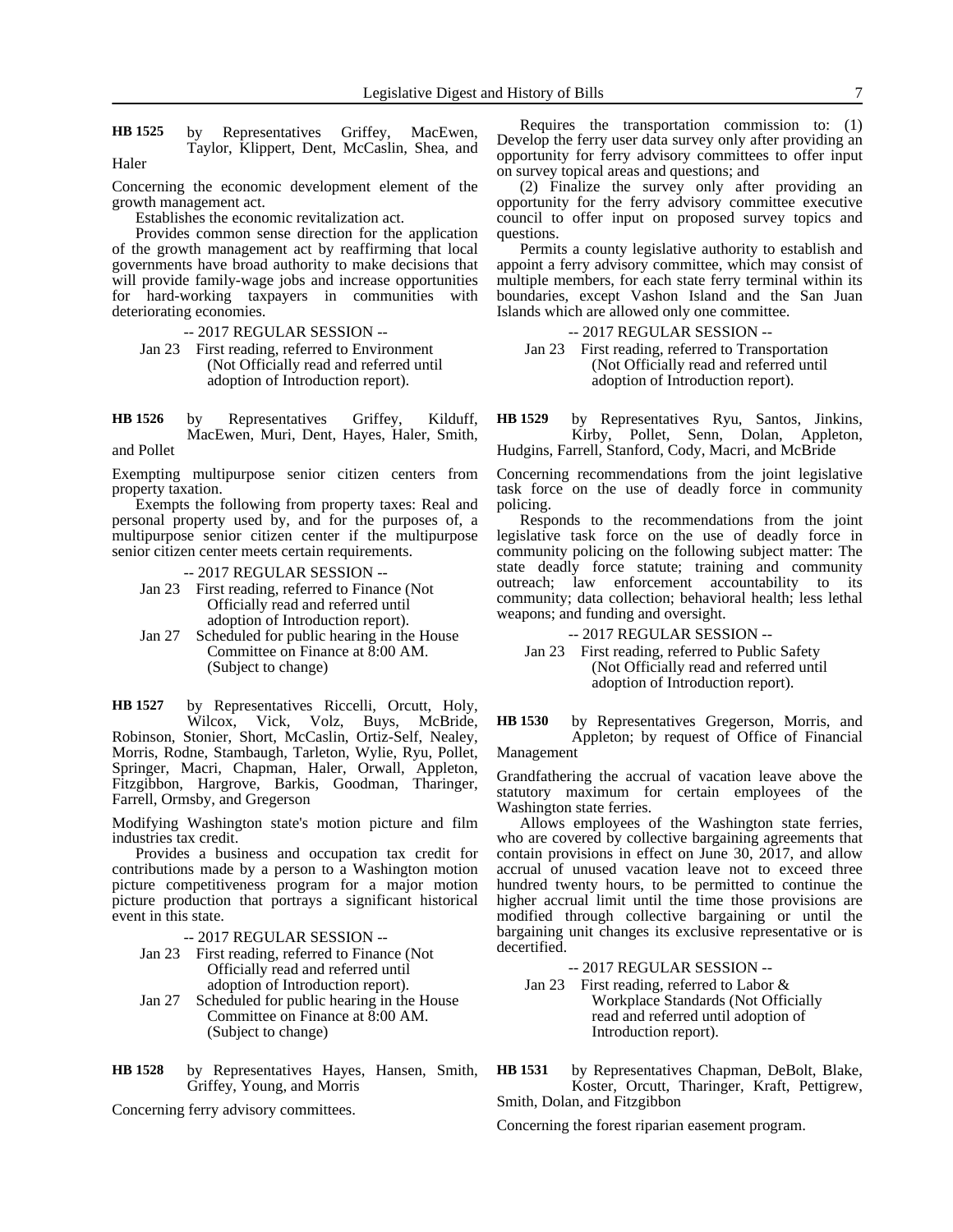**HB 1525** by Representatives Griffey, MacEwen, Taylor, Klippert, Dent, McCaslin, Shea, and Haler

Concerning the economic development element of the growth management act.

Establishes the economic revitalization act.

Provides common sense direction for the application of the growth management act by reaffirming that local governments have broad authority to make decisions that will provide family-wage jobs and increase opportunities for hard-working taxpayers in communities with deteriorating economies.

-- 2017 REGULAR SESSION --

Jan 23 First reading, referred to Environment (Not Officially read and referred until adoption of Introduction report).

**HB 1526** by Representatives Griffey, Kilduff, MacEwen, Muri, Dent, Hayes, Haler, Smith, and Pollet

Exempting multipurpose senior citizen centers from property taxation.

Exempts the following from property taxes: Real and personal property used by, and for the purposes of, a multipurpose senior citizen center if the multipurpose senior citizen center meets certain requirements.

-- 2017 REGULAR SESSION --

Jan 23 First reading, referred to Finance (Not Officially read and referred until adoption of Introduction report).

Jan 27 Scheduled for public hearing in the House Committee on Finance at 8:00 AM. (Subject to change)

**HB 1527** by Representatives Riccelli, Orcutt, Holy, Wilcox, Vick, Volz, Buys, McBride, Robinson, Stonier, Short, McCaslin, Ortiz-Self, Nealey, Morris, Rodne, Stambaugh, Tarleton, Wylie, Ryu, Pollet, Springer, Macri, Chapman, Haler, Orwall, Appleton, Fitzgibbon, Hargrove, Barkis, Goodman, Tharinger, Farrell, Ormsby, and Gregerson

Modifying Washington state's motion picture and film industries tax credit.

Provides a business and occupation tax credit for contributions made by a person to a Washington motion picture competitiveness program for a major motion picture production that portrays a significant historical event in this state.

-- 2017 REGULAR SESSION --

Jan 23 First reading, referred to Finance (Not Officially read and referred until adoption of Introduction report).

Jan 27 Scheduled for public hearing in the House Committee on Finance at 8:00 AM. (Subject to change)

**HB 1528** by Representatives Hayes, Hansen, Smith, Griffey, Young, and Morris

Concerning ferry advisory committees.

Requires the transportation commission to: (1) Develop the ferry user data survey only after providing an opportunity for ferry advisory committees to offer input on survey topical areas and questions; and

(2) Finalize the survey only after providing an opportunity for the ferry advisory committee executive council to offer input on proposed survey topics and questions.

Permits a county legislative authority to establish and appoint a ferry advisory committee, which may consist of multiple members, for each state ferry terminal within its boundaries, except Vashon Island and the San Juan Islands which are allowed only one committee.

-- 2017 REGULAR SESSION --

Jan 23 First reading, referred to Transportation (Not Officially read and referred until adoption of Introduction report).

**HB 1529** by Representatives Ryu, Santos, Jinkins, Kirby, Pollet, Senn, Dolan, Appleton, Hudgins, Farrell, Stanford, Cody, Macri, and McBride

Concerning recommendations from the joint legislative task force on the use of deadly force in community policing.

Responds to the recommendations from the joint legislative task force on the use of deadly force in community policing on the following subject matter: The state deadly force statute; training and community outreach; law enforcement accountability to its community; data collection; behavioral health; less lethal weapons; and funding and oversight.

-- 2017 REGULAR SESSION --

Jan 23 First reading, referred to Public Safety (Not Officially read and referred until adoption of Introduction report).

**HB 1530** by Representatives Gregerson, Morris, and Appleton; by request of Office of Financial Management

Grandfathering the accrual of vacation leave above the statutory maximum for certain employees of the Washington state ferries.

Allows employees of the Washington state ferries, who are covered by collective bargaining agreements that contain provisions in effect on June 30, 2017, and allow accrual of unused vacation leave not to exceed three hundred twenty hours, to be permitted to continue the higher accrual limit until the time those provisions are modified through collective bargaining or until the bargaining unit changes its exclusive representative or is decertified.

-- 2017 REGULAR SESSION --

Jan 23 First reading, referred to Labor & Workplace Standards (Not Officially read and referred until adoption of Introduction report).

**HB 1531** by Representatives Chapman, DeBolt, Blake, Koster, Orcutt, Tharinger, Kraft, Pettigrew, Smith, Dolan, and Fitzgibbon

Concerning the forest riparian easement program.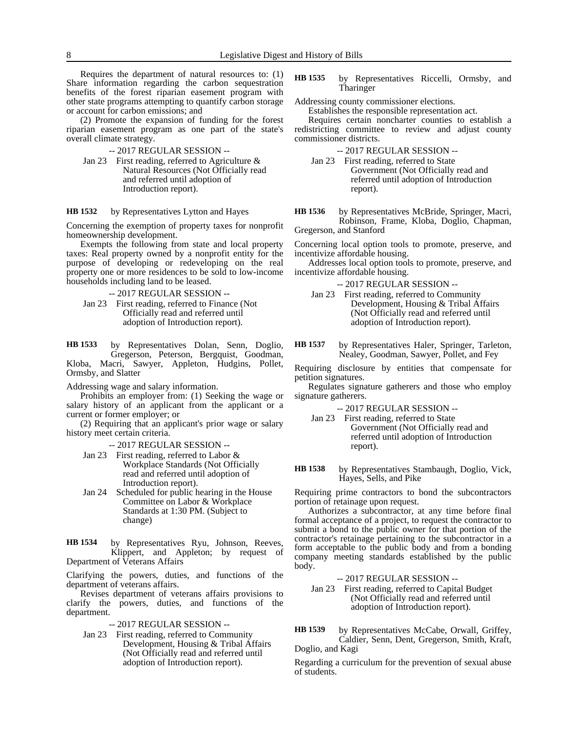Requires the department of natural resources to: (1) Share information regarding the carbon sequestration benefits of the forest riparian easement program with other state programs attempting to quantify carbon storage or account for carbon emissions; and

(2) Promote the expansion of funding for the forest riparian easement program as one part of the state's overall climate strategy.

-- 2017 REGULAR SESSION --

Jan 23 First reading, referred to Agriculture & Natural Resources (Not Officially read and referred until adoption of Introduction report).

**HB 1532** by Representatives Lytton and Hayes

Concerning the exemption of property taxes for nonprofit homeownership development.

Exempts the following from state and local property taxes: Real property owned by a nonprofit entity for the purpose of developing or redeveloping on the real property one or more residences to be sold to low-income households including land to be leased.

-- 2017 REGULAR SESSION --

Jan 23 First reading, referred to Finance (Not Officially read and referred until adoption of Introduction report).

**HB 1533** by Representatives Dolan, Senn, Doglio, Gregerson, Peterson, Bergquist, Goodman, Kloba, Macri, Sawyer, Appleton, Hudgins, Pollet, Ormsby, and Slatter

Addressing wage and salary information.

Prohibits an employer from: (1) Seeking the wage or salary history of an applicant from the applicant or a current or former employer; or

(2) Requiring that an applicant's prior wage or salary history meet certain criteria.

-- 2017 REGULAR SESSION --

Jan 23 First reading, referred to Labor & Workplace Standards (Not Officially read and referred until adoption of Introduction report).

Jan 24 Scheduled for public hearing in the House Committee on Labor & Workplace Standards at 1:30 PM. (Subject to change)

**HB 1534** by Representatives Ryu, Johnson, Reeves, Klippert, and Appleton; by request of Department of Veterans Affairs

Clarifying the powers, duties, and functions of the department of veterans affairs.

Revises department of veterans affairs provisions to clarify the powers, duties, and functions of the department.

-- 2017 REGULAR SESSION --

Jan 23 First reading, referred to Community Development, Housing & Tribal Affairs (Not Officially read and referred until adoption of Introduction report).

**HB 1535** by Representatives Riccelli, Ormsby, and Tharinger

Addressing county commissioner elections.

Establishes the responsible representation act.

Requires certain noncharter counties to establish a redistricting committee to review and adjust county commissioner districts.

-- 2017 REGULAR SESSION --

Jan 23 First reading, referred to State Government (Not Officially read and referred until adoption of Introduction report).

**HB 1536** by Representatives McBride, Springer, Macri, Robinson, Frame, Kloba, Doglio, Chapman, Gregerson, and Stanford

Concerning local option tools to promote, preserve, and incentivize affordable housing.

Addresses local option tools to promote, preserve, and incentivize affordable housing.

-- 2017 REGULAR SESSION --

Jan 23 First reading, referred to Community Development, Housing & Tribal Affairs (Not Officially read and referred until adoption of Introduction report).

**HB 1537** by Representatives Haler, Springer, Tarleton, Nealey, Goodman, Sawyer, Pollet, and Fey

Requiring disclosure by entities that compensate for petition signatures.

Regulates signature gatherers and those who employ signature gatherers.

-- 2017 REGULAR SESSION --

Jan 23 First reading, referred to State Government (Not Officially read and referred until adoption of Introduction report).

**HB 1538** by Representatives Stambaugh, Doglio, Vick, Hayes, Sells, and Pike

Requiring prime contractors to bond the subcontractors portion of retainage upon request.

Authorizes a subcontractor, at any time before final formal acceptance of a project, to request the contractor to submit a bond to the public owner for that portion of the contractor's retainage pertaining to the subcontractor in a form acceptable to the public body and from a bonding company meeting standards established by the public body.

-- 2017 REGULAR SESSION --

Jan 23 First reading, referred to Capital Budget (Not Officially read and referred until adoption of Introduction report).

**HB 1539** by Representatives McCabe, Orwall, Griffey, Caldier, Senn, Dent, Gregerson, Smith, Kraft, Doglio, and Kagi

Regarding a curriculum for the prevention of sexual abuse of students.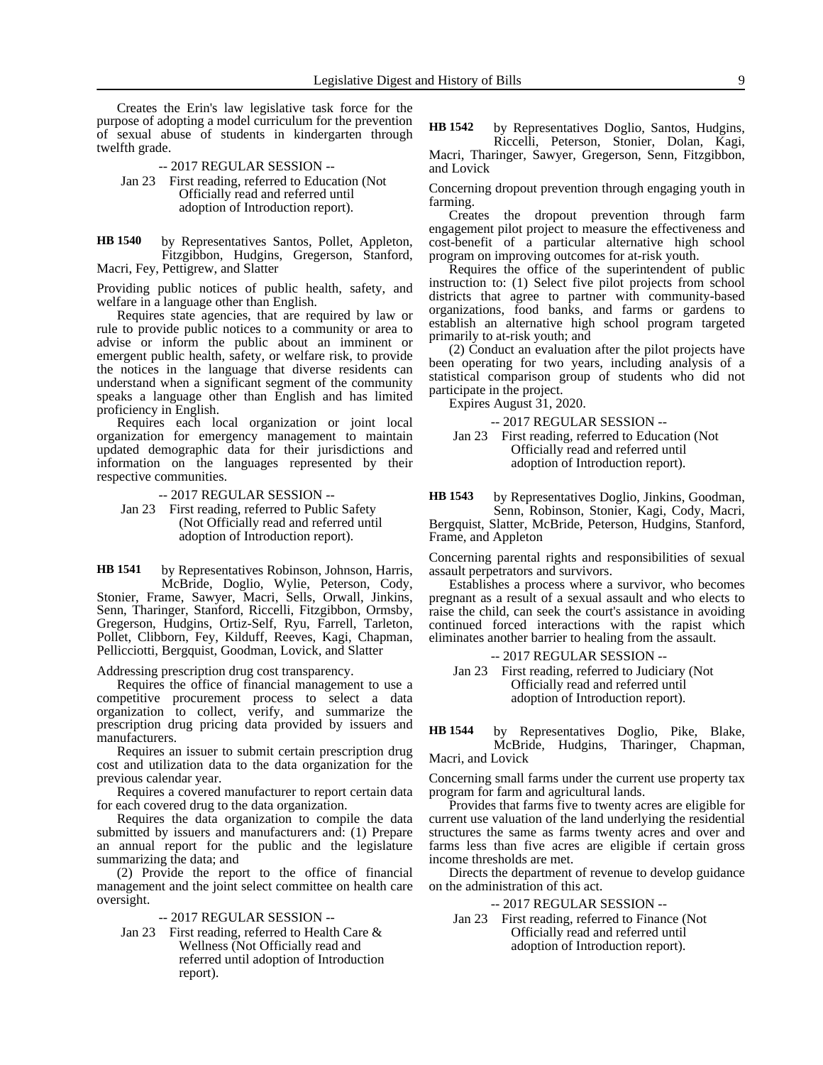Creates the Erin's law legislative task force for the purpose of adopting a model curriculum for the prevention of sexual abuse of students in kindergarten through twelfth grade.

-- 2017 REGULAR SESSION --

Jan 23 First reading, referred to Education (Not Officially read and referred until adoption of Introduction report).

**HB 1540** by Representatives Santos, Pollet, Appleton, Fitzgibbon, Hudgins, Gregerson, Stanford, Macri, Fey, Pettigrew, and Slatter

Providing public notices of public health, safety, and welfare in a language other than English.

Requires state agencies, that are required by law or rule to provide public notices to a community or area to advise or inform the public about an imminent or emergent public health, safety, or welfare risk, to provide the notices in the language that diverse residents can understand when a significant segment of the community speaks a language other than English and has limited proficiency in English.

Requires each local organization or joint local organization for emergency management to maintain updated demographic data for their jurisdictions and information on the languages represented by their respective communities.

-- 2017 REGULAR SESSION --

Jan 23 First reading, referred to Public Safety (Not Officially read and referred until adoption of Introduction report).

**HB 1541** by Representatives Robinson, Johnson, Harris, McBride, Doglio, Wylie, Peterson, Cody, Stonier, Frame, Sawyer, Macri, Sells, Orwall, Jinkins, Senn, Tharinger, Stanford, Riccelli, Fitzgibbon, Ormsby, Gregerson, Hudgins, Ortiz-Self, Ryu, Farrell, Tarleton, Pollet, Clibborn, Fey, Kilduff, Reeves, Kagi, Chapman, Pellicciotti, Bergquist, Goodman, Lovick, and Slatter

Addressing prescription drug cost transparency.

Requires the office of financial management to use a competitive procurement process to select a data organization to collect, verify, and summarize the prescription drug pricing data provided by issuers and manufacturers.

Requires an issuer to submit certain prescription drug cost and utilization data to the data organization for the previous calendar year.

Requires a covered manufacturer to report certain data for each covered drug to the data organization.

Requires the data organization to compile the data submitted by issuers and manufacturers and: (1) Prepare an annual report for the public and the legislature summarizing the data; and

(2) Provide the report to the office of financial management and the joint select committee on health care oversight.

-- 2017 REGULAR SESSION --

Jan 23 First reading, referred to Health Care & Wellness (Not Officially read and referred until adoption of Introduction report).

**HB 1542** by Representatives Doglio, Santos, Hudgins, Riccelli, Peterson, Stonier, Dolan, Kagi, Macri, Tharinger, Sawyer, Gregerson, Senn, Fitzgibbon, and Lovick

Concerning dropout prevention through engaging youth in farming.

Creates the dropout prevention through farm engagement pilot project to measure the effectiveness and cost-benefit of a particular alternative high school program on improving outcomes for at-risk youth.

Requires the office of the superintendent of public instruction to: (1) Select five pilot projects from school districts that agree to partner with community-based organizations, food banks, and farms or gardens to establish an alternative high school program targeted primarily to at-risk youth; and

(2) Conduct an evaluation after the pilot projects have been operating for two years, including analysis of a statistical comparison group of students who did not participate in the project.

Expires August 31, 2020.

-- 2017 REGULAR SESSION --

Jan 23 First reading, referred to Education (Not Officially read and referred until adoption of Introduction report).

**HB 1543** by Representatives Doglio, Jinkins, Goodman, Senn, Robinson, Stonier, Kagi, Cody, Macri, Bergquist, Slatter, McBride, Peterson, Hudgins, Stanford, Frame, and Appleton

Concerning parental rights and responsibilities of sexual assault perpetrators and survivors.

Establishes a process where a survivor, who becomes pregnant as a result of a sexual assault and who elects to raise the child, can seek the court's assistance in avoiding continued forced interactions with the rapist which eliminates another barrier to healing from the assault.

-- 2017 REGULAR SESSION --

Jan 23 First reading, referred to Judiciary (Not Officially read and referred until adoption of Introduction report).

**HB 1544** by Representatives Doglio, Pike, Blake, McBride, Hudgins, Tharinger, Chapman, Macri, and Lovick

Concerning small farms under the current use property tax program for farm and agricultural lands.

Provides that farms five to twenty acres are eligible for current use valuation of the land underlying the residential structures the same as farms twenty acres and over and farms less than five acres are eligible if certain gross income thresholds are met.

Directs the department of revenue to develop guidance on the administration of this act.

-- 2017 REGULAR SESSION --

Jan 23 First reading, referred to Finance (Not Officially read and referred until adoption of Introduction report).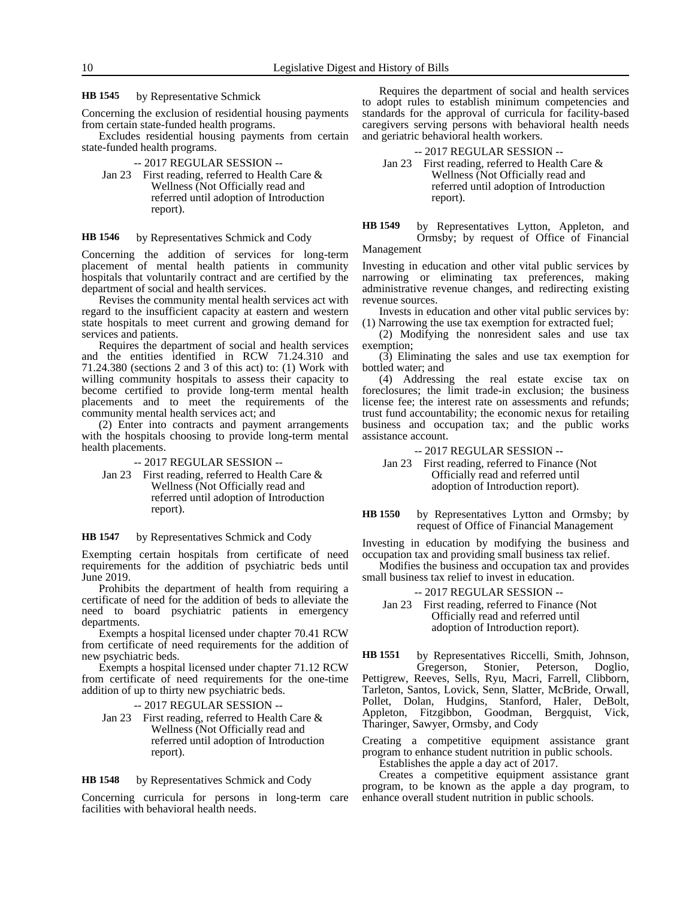**HB 1545** by Representative Schmick

Concerning the exclusion of residential housing payments from certain state-funded health programs.

Excludes residential housing payments from certain state-funded health programs.

-- 2017 REGULAR SESSION --

Jan 23 First reading, referred to Health Care & Wellness (Not Officially read and referred until adoption of Introduction report).

**HB 1546** by Representatives Schmick and Cody

Concerning the addition of services for long-term placement of mental health patients in community hospitals that voluntarily contract and are certified by the department of social and health services.

Revises the community mental health services act with regard to the insufficient capacity at eastern and western state hospitals to meet current and growing demand for services and patients.

Requires the department of social and health services and the entities identified in RCW 71.24.310 and 71.24.380 (sections 2 and 3 of this act) to: (1) Work with willing community hospitals to assess their capacity to become certified to provide long-term mental health placements and to meet the requirements of the community mental health services act; and

(2) Enter into contracts and payment arrangements with the hospitals choosing to provide long-term mental health placements.

-- 2017 REGULAR SESSION --

Jan 23 First reading, referred to Health Care & Wellness (Not Officially read and referred until adoption of Introduction report).

**HB 1547** by Representatives Schmick and Cody

Exempting certain hospitals from certificate of need requirements for the addition of psychiatric beds until June 2019.

Prohibits the department of health from requiring a certificate of need for the addition of beds to alleviate the need to board psychiatric patients in emergency departments.

Exempts a hospital licensed under chapter 70.41 RCW from certificate of need requirements for the addition of new psychiatric beds.

Exempts a hospital licensed under chapter 71.12 RCW from certificate of need requirements for the one-time addition of up to thirty new psychiatric beds.

-- 2017 REGULAR SESSION --

Jan 23 First reading, referred to Health Care & Wellness (Not Officially read and referred until adoption of Introduction report).

**HB 1548** by Representatives Schmick and Cody

Concerning curricula for persons in long-term care facilities with behavioral health needs.

Requires the department of social and health services to adopt rules to establish minimum competencies and standards for the approval of curricula for facility-based caregivers serving persons with behavioral health needs and geriatric behavioral health workers.

-- 2017 REGULAR SESSION --

Jan 23 First reading, referred to Health Care & Wellness (Not Officially read and referred until adoption of Introduction report).

**HB 1549** by Representatives Lytton, Appleton, and Ormsby; by request of Office of Financial Management

Investing in education and other vital public services by narrowing or eliminating tax preferences, making administrative revenue changes, and redirecting existing revenue sources.

Invests in education and other vital public services by: (1) Narrowing the use tax exemption for extracted fuel;

(2) Modifying the nonresident sales and use tax exemption;

(3) Eliminating the sales and use tax exemption for bottled water; and

(4) Addressing the real estate excise tax on foreclosures; the limit trade-in exclusion; the business license fee; the interest rate on assessments and refunds; trust fund accountability; the economic nexus for retailing business and occupation tax; and the public works assistance account.

-- 2017 REGULAR SESSION --

Jan 23 First reading, referred to Finance (Not Officially read and referred until adoption of Introduction report).

**HB 1550** by Representatives Lytton and Ormsby; by request of Office of Financial Management

Investing in education by modifying the business and occupation tax and providing small business tax relief.

Modifies the business and occupation tax and provides small business tax relief to invest in education.

-- 2017 REGULAR SESSION --

Jan 23 First reading, referred to Finance (Not Officially read and referred until adoption of Introduction report).

**HB 1551** by Representatives Riccelli, Smith, Johnson, Gregerson, Stonier, Peterson, Doglio, Pettigrew, Reeves, Sells, Ryu, Macri, Farrell, Clibborn, Tarleton, Santos, Lovick, Senn, Slatter, McBride, Orwall, Pollet, Dolan, Hudgins, Stanford, Haler, DeBolt, Appleton, Fitzgibbon, Goodman, Bergquist, Vick, Tharinger, Sawyer, Ormsby, and Cody

Creating a competitive equipment assistance grant program to enhance student nutrition in public schools.

Establishes the apple a day act of 2017.

Creates a competitive equipment assistance grant program, to be known as the apple a day program, to enhance overall student nutrition in public schools.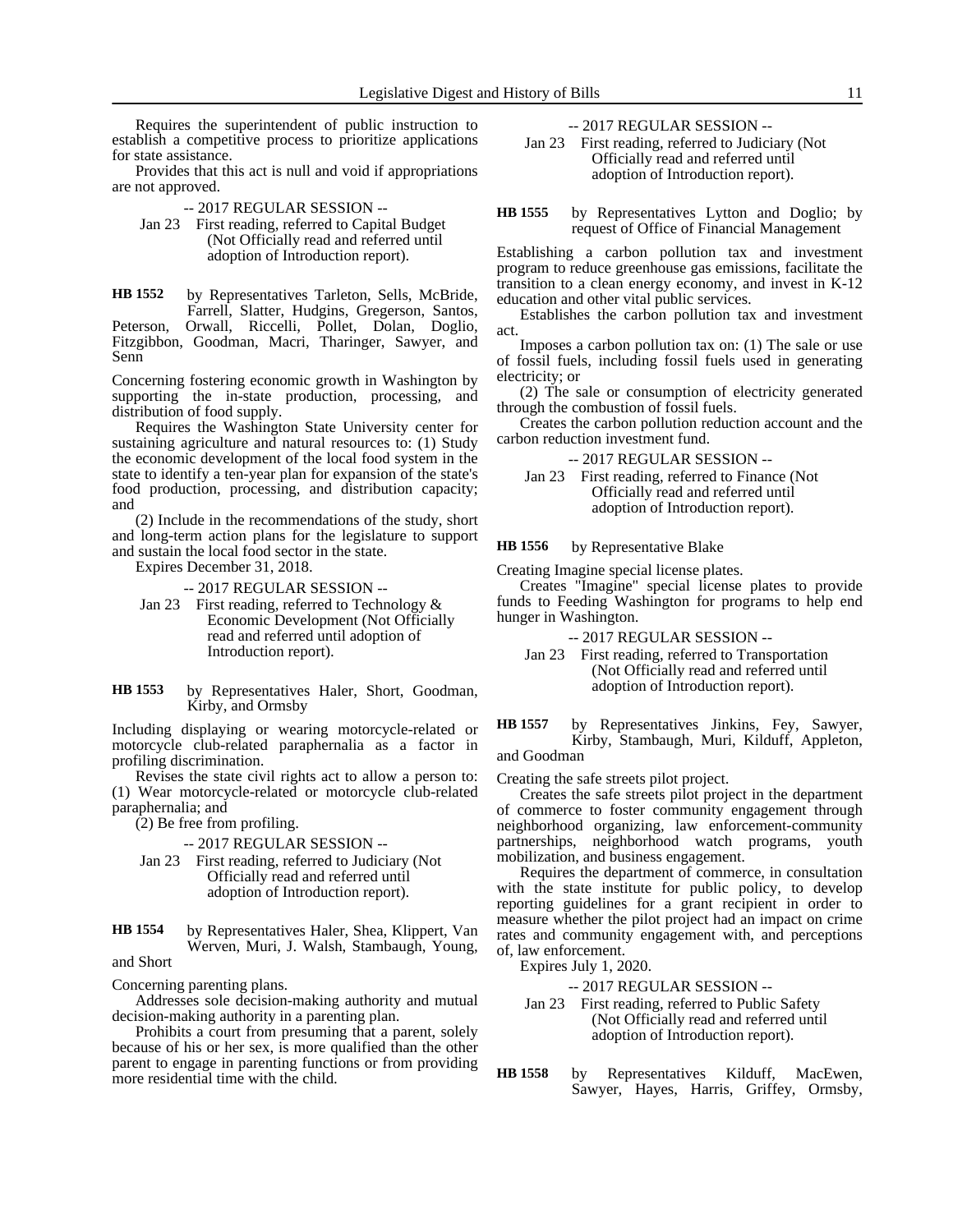Requires the superintendent of public instruction to establish a competitive process to prioritize applications for state assistance.

Provides that this act is null and void if appropriations are not approved.

-- 2017 REGULAR SESSION --

Jan 23 First reading, referred to Capital Budget (Not Officially read and referred until adoption of Introduction report).

**HB 1552** by Representatives Tarleton, Sells, McBride, Farrell, Slatter, Hudgins, Gregerson, Santos, Peterson, Orwall, Riccelli, Pollet, Dolan, Doglio, Fitzgibbon, Goodman, Macri, Tharinger, Sawyer, and Senn

Concerning fostering economic growth in Washington by supporting the in-state production, processing, and distribution of food supply.

Requires the Washington State University center for sustaining agriculture and natural resources to: (1) Study the economic development of the local food system in the state to identify a ten-year plan for expansion of the state's food production, processing, and distribution capacity; and

(2) Include in the recommendations of the study, short and long-term action plans for the legislature to support and sustain the local food sector in the state.

Expires December 31, 2018.

-- 2017 REGULAR SESSION --

Jan 23 First reading, referred to Technology & Economic Development (Not Officially read and referred until adoption of Introduction report).

**HB 1553** by Representatives Haler, Short, Goodman, Kirby, and Ormsby

Including displaying or wearing motorcycle-related or motorcycle club-related paraphernalia as a factor in profiling discrimination.

Revises the state civil rights act to allow a person to: (1) Wear motorcycle-related or motorcycle club-related paraphernalia; and

(2) Be free from profiling.

-- 2017 REGULAR SESSION --

Jan 23 First reading, referred to Judiciary (Not Officially read and referred until adoption of Introduction report).

**HB 1554** by Representatives Haler, Shea, Klippert, Van Werven, Muri, J. Walsh, Stambaugh, Young, and Short

Concerning parenting plans.

Addresses sole decision-making authority and mutual decision-making authority in a parenting plan.

Prohibits a court from presuming that a parent, solely because of his or her sex, is more qualified than the other parent to engage in parenting functions or from providing more residential time with the child.

-- 2017 REGULAR SESSION --

Jan 23 First reading, referred to Judiciary (Not Officially read and referred until adoption of Introduction report).

**HB 1555** by Representatives Lytton and Doglio; by request of Office of Financial Management

Establishing a carbon pollution tax and investment program to reduce greenhouse gas emissions, facilitate the transition to a clean energy economy, and invest in K-12 education and other vital public services.

Establishes the carbon pollution tax and investment act.

Imposes a carbon pollution tax on: (1) The sale or use of fossil fuels, including fossil fuels used in generating electricity; or

(2) The sale or consumption of electricity generated through the combustion of fossil fuels.

Creates the carbon pollution reduction account and the carbon reduction investment fund.

-- 2017 REGULAR SESSION --

Jan 23 First reading, referred to Finance (Not Officially read and referred until adoption of Introduction report).

**HB 1556** by Representative Blake

Creating Imagine special license plates.

Creates "Imagine" special license plates to provide funds to Feeding Washington for programs to help end hunger in Washington.

-- 2017 REGULAR SESSION --

Jan 23 First reading, referred to Transportation (Not Officially read and referred until adoption of Introduction report).

**HB 1557** by Representatives Jinkins, Fey, Sawyer, Kirby, Stambaugh, Muri, Kilduff, Appleton, and Goodman

Creating the safe streets pilot project.

Creates the safe streets pilot project in the department of commerce to foster community engagement through neighborhood organizing, law enforcement-community partnerships, neighborhood watch programs, youth mobilization, and business engagement.

Requires the department of commerce, in consultation with the state institute for public policy, to develop reporting guidelines for a grant recipient in order to measure whether the pilot project had an impact on crime rates and community engagement with, and perceptions of, law enforcement.

Expires July 1, 2020.

-- 2017 REGULAR SESSION --

Jan 23 First reading, referred to Public Safety (Not Officially read and referred until adoption of Introduction report).

**HB 1558** by Representatives Kilduff, MacEwen, Sawyer, Hayes, Harris, Griffey, Ormsby,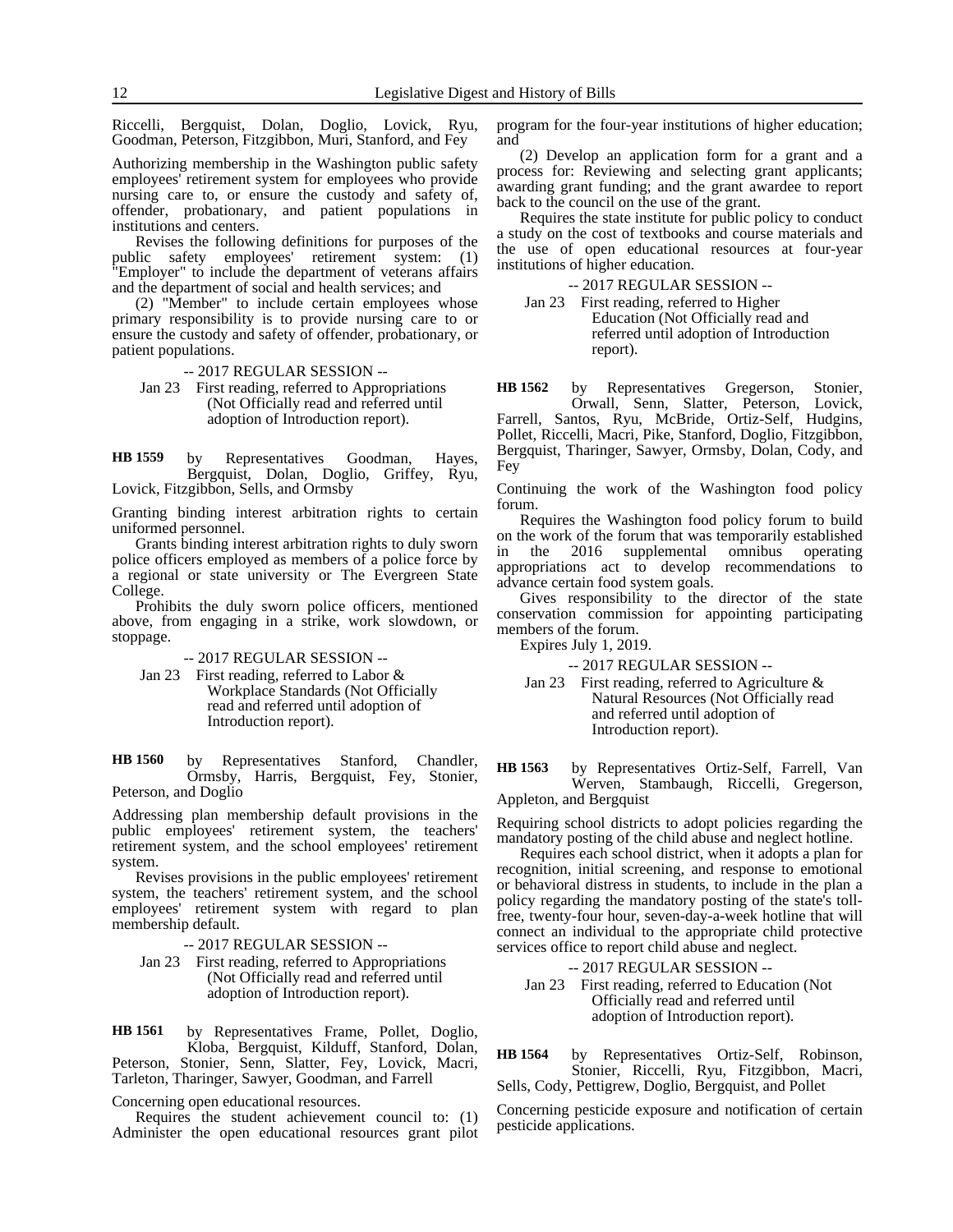Riccelli, Bergquist, Dolan, Doglio, Lovick, Ryu, Goodman, Peterson, Fitzgibbon, Muri, Stanford, and Fey

Authorizing membership in the Washington public safety employees' retirement system for employees who provide nursing care to, or ensure the custody and safety of, offender, probationary, and patient populations in institutions and centers.

Revises the following definitions for purposes of the public safety employees' retirement system: (1) "Employer" to include the department of veterans affairs and the department of social and health services; and

(2) "Member" to include certain employees whose primary responsibility is to provide nursing care to or ensure the custody and safety of offender, probationary, or patient populations.

-- 2017 REGULAR SESSION --

Jan 23 First reading, referred to Appropriations (Not Officially read and referred until adoption of Introduction report).

**HB 1559** by Representatives Goodman, Hayes, Bergquist, Dolan, Doglio, Griffey, Ryu, Lovick, Fitzgibbon, Sells, and Ormsby

Granting binding interest arbitration rights to certain uniformed personnel.

Grants binding interest arbitration rights to duly sworn police officers employed as members of a police force by a regional or state university or The Evergreen State College.

Prohibits the duly sworn police officers, mentioned above, from engaging in a strike, work slowdown, or stoppage.

-- 2017 REGULAR SESSION --

Jan 23 First reading, referred to Labor & Workplace Standards (Not Officially read and referred until adoption of Introduction report).

**HB 1560** by Representatives Stanford, Chandler, Ormsby, Harris, Bergquist, Fey, Stonier, Peterson, and Doglio

Addressing plan membership default provisions in the public employees' retirement system, the teachers' retirement system, and the school employees' retirement system.

Revises provisions in the public employees' retirement system, the teachers' retirement system, and the school employees' retirement system with regard to plan membership default.

-- 2017 REGULAR SESSION --

Jan 23 First reading, referred to Appropriations (Not Officially read and referred until adoption of Introduction report).

**HB 1561** by Representatives Frame, Pollet, Doglio, Kloba, Bergquist, Kilduff, Stanford, Dolan, Peterson, Stonier, Senn, Slatter, Fey, Lovick, Macri, Tarleton, Tharinger, Sawyer, Goodman, and Farrell

Concerning open educational resources.

Requires the student achievement council to: (1) Administer the open educational resources grant pilot program for the four-year institutions of higher education; and

(2) Develop an application form for a grant and a process for: Reviewing and selecting grant applicants; awarding grant funding; and the grant awardee to report back to the council on the use of the grant.

Requires the state institute for public policy to conduct a study on the cost of textbooks and course materials and the use of open educational resources at four-year institutions of higher education.

-- 2017 REGULAR SESSION --

Jan 23 First reading, referred to Higher Education (Not Officially read and referred until adoption of Introduction report).

**HB 1562** by Representatives Gregerson, Stonier, Orwall, Senn, Slatter, Peterson, Lovick, Farrell, Santos, Ryu, McBride, Ortiz-Self, Hudgins, Pollet, Riccelli, Macri, Pike, Stanford, Doglio, Fitzgibbon, Bergquist, Tharinger, Sawyer, Ormsby, Dolan, Cody, and Fey

Continuing the work of the Washington food policy forum.

Requires the Washington food policy forum to build on the work of the forum that was temporarily established in the 2016 supplemental omnibus operating appropriations act to develop recommendations to advance certain food system goals.

Gives responsibility to the director of the state conservation commission for appointing participating members of the forum.

Expires July 1, 2019.

-- 2017 REGULAR SESSION --

Jan 23 First reading, referred to Agriculture & Natural Resources (Not Officially read and referred until adoption of Introduction report).

**HB 1563** by Representatives Ortiz-Self, Farrell, Van Werven, Stambaugh, Riccelli, Gregerson, Appleton, and Bergquist

Requiring school districts to adopt policies regarding the mandatory posting of the child abuse and neglect hotline.

Requires each school district, when it adopts a plan for recognition, initial screening, and response to emotional or behavioral distress in students, to include in the plan a policy regarding the mandatory posting of the state's toll-free, twenty-four hour, seven-day-a-week hotline that will connect an individual to the appropriate child protective services office to report child abuse and neglect.

-- 2017 REGULAR SESSION --

Jan 23 First reading, referred to Education (Not Officially read and referred until adoption of Introduction report).

**HB 1564** by Representatives Ortiz-Self, Robinson, Stonier, Riccelli, Ryu, Fitzgibbon, Macri, Sells, Cody, Pettigrew, Doglio, Bergquist, and Pollet

Concerning pesticide exposure and notification of certain pesticide applications.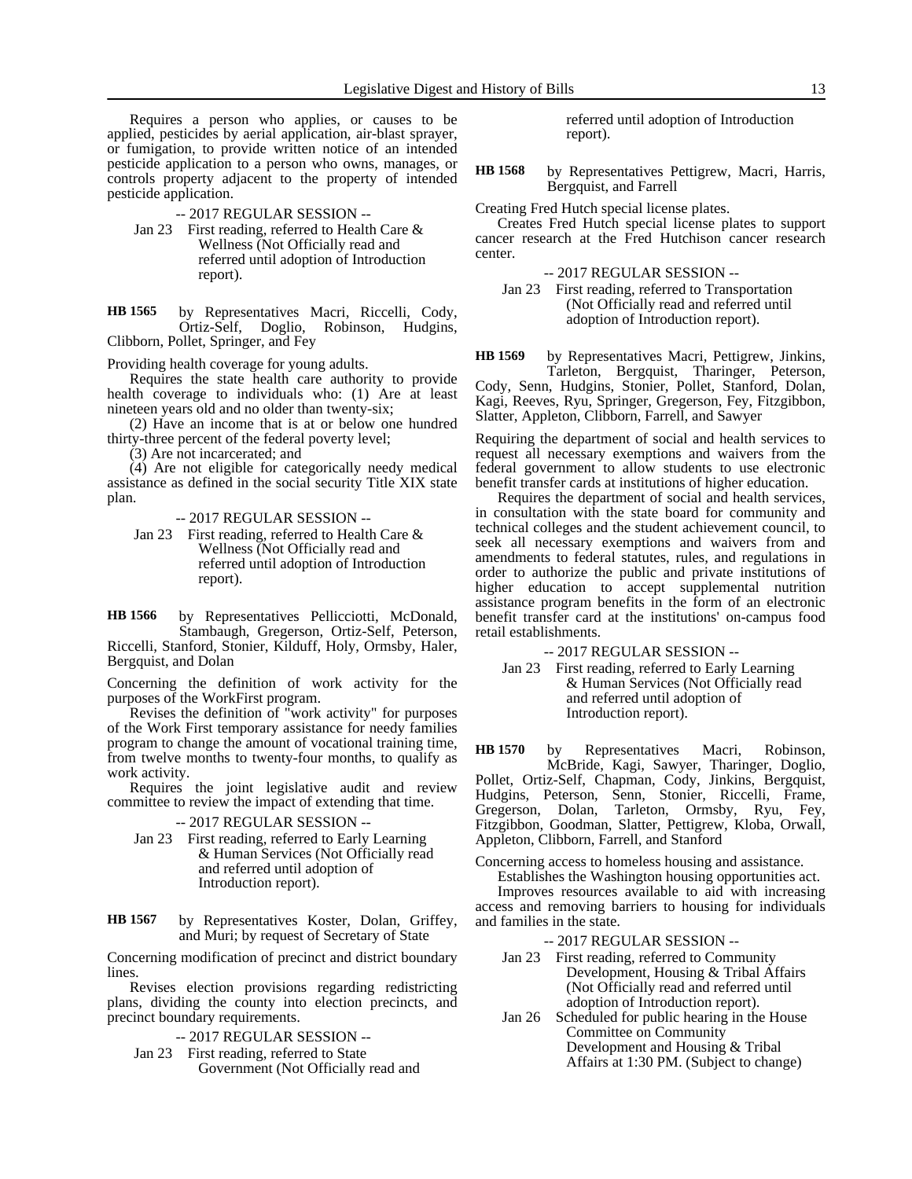Requires a person who applies, or causes to be applied, pesticides by aerial application, air-blast sprayer, or fumigation, to provide written notice of an intended pesticide application to a person who owns, manages, or controls property adjacent to the property of intended pesticide application.

-- 2017 REGULAR SESSION --

Jan 23 First reading, referred to Health Care & Wellness (Not Officially read and referred until adoption of Introduction report).

**HB 1565** by Representatives Macri, Riccelli, Cody, Ortiz-Self, Doglio, Robinson, Hudgins, Clibborn, Pollet, Springer, and Fey

Providing health coverage for young adults.

Requires the state health care authority to provide health coverage to individuals who: (1) Are at least nineteen years old and no older than twenty-six;

(2) Have an income that is at or below one hundred thirty-three percent of the federal poverty level;

(3) Are not incarcerated; and

(4) Are not eligible for categorically needy medical assistance as defined in the social security Title XIX state plan.

-- 2017 REGULAR SESSION --

Jan 23 First reading, referred to Health Care & Wellness (Not Officially read and referred until adoption of Introduction report).

**HB 1566** by Representatives Pellicciotti, McDonald, Stambaugh, Gregerson, Ortiz-Self, Peterson, Riccelli, Stanford, Stonier, Kilduff, Holy, Ormsby, Haler, Bergquist, and Dolan

Concerning the definition of work activity for the purposes of the WorkFirst program.

Revises the definition of "work activity" for purposes of the Work First temporary assistance for needy families program to change the amount of vocational training time, from twelve months to twenty-four months, to qualify as work activity.

Requires the joint legislative audit and review committee to review the impact of extending that time.

-- 2017 REGULAR SESSION --

Jan 23 First reading, referred to Early Learning & Human Services (Not Officially read and referred until adoption of Introduction report).

**HB 1567** by Representatives Koster, Dolan, Griffey, and Muri; by request of Secretary of State

Concerning modification of precinct and district boundary lines.

Revises election provisions regarding redistricting plans, dividing the county into election precincts, and precinct boundary requirements.

-- 2017 REGULAR SESSION --

Jan 23 First reading, referred to State Government (Not Officially read and referred until adoption of Introduction report).

**HB 1568** by Representatives Pettigrew, Macri, Harris, Bergquist, and Farrell

Creating Fred Hutch special license plates.

Creates Fred Hutch special license plates to support cancer research at the Fred Hutchison cancer research center.

-- 2017 REGULAR SESSION --

Jan 23 First reading, referred to Transportation (Not Officially read and referred until adoption of Introduction report).

**HB 1569** by Representatives Macri, Pettigrew, Jinkins, Tarleton, Bergquist, Tharinger, Peterson, Cody, Senn, Hudgins, Stonier, Pollet, Stanford, Dolan, Kagi, Reeves, Ryu, Springer, Gregerson, Fey, Fitzgibbon, Slatter, Appleton, Clibborn, Farrell, and Sawyer

Requiring the department of social and health services to request all necessary exemptions and waivers from the federal government to allow students to use electronic benefit transfer cards at institutions of higher education.

Requires the department of social and health services, in consultation with the state board for community and technical colleges and the student achievement council, to seek all necessary exemptions and waivers from and amendments to federal statutes, rules, and regulations in order to authorize the public and private institutions of higher education to accept supplemental nutrition assistance program benefits in the form of an electronic benefit transfer card at the institutions' on-campus food retail establishments.

-- 2017 REGULAR SESSION --

Jan 23 First reading, referred to Early Learning & Human Services (Not Officially read and referred until adoption of Introduction report).

**HB 1570** by Representatives Macri, Robinson, McBride, Kagi, Sawyer, Tharinger, Doglio, Pollet, Ortiz-Self, Chapman, Cody, Jinkins, Bergquist, Hudgins, Peterson, Senn, Stonier, Riccelli, Frame, Gregerson, Dolan, Tarleton, Ormsby, Ryu, Fey, Fitzgibbon, Goodman, Slatter, Pettigrew, Kloba, Orwall, Appleton, Clibborn, Farrell, and Stanford

Concerning access to homeless housing and assistance.

Establishes the Washington housing opportunities act.

Improves resources available to aid with increasing access and removing barriers to housing for individuals and families in the state.

-- 2017 REGULAR SESSION --

Jan 23 First reading, referred to Community Development, Housing & Tribal Affairs (Not Officially read and referred until adoption of Introduction report).

Jan 26 Scheduled for public hearing in the House Committee on Community Development and Housing & Tribal Affairs at 1:30 PM. (Subject to change)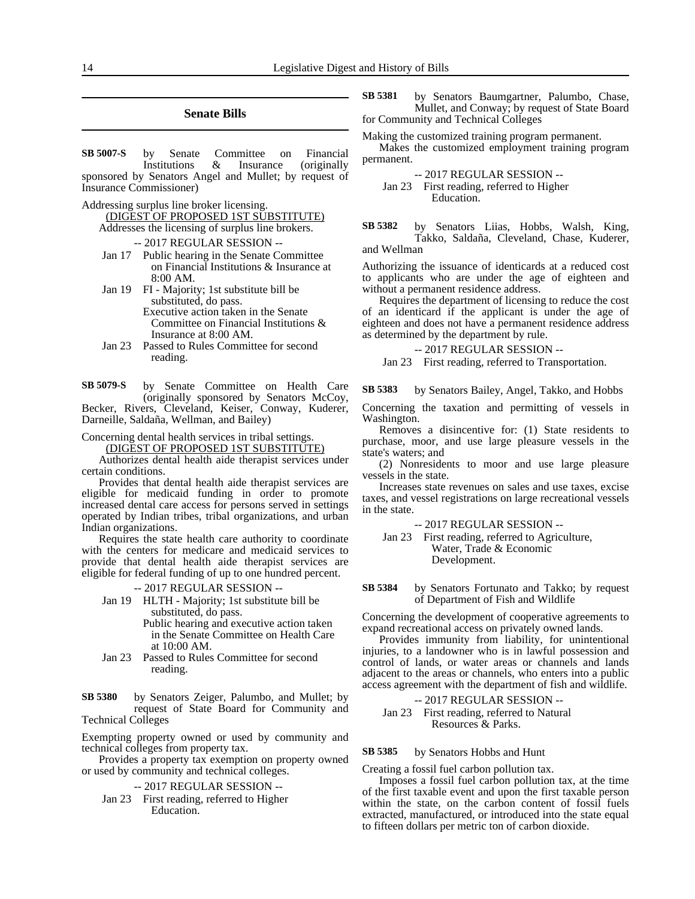## Senate Bills

**SB 5007-S** by Senate Committee on Financial Institutions & Insurance (originally sponsored by Senators Angel and Mullet; by request of Insurance Commissioner)

Addressing surplus line broker licensing.

(DIGEST OF PROPOSED 1ST SUBSTITUTE)

Addresses the licensing of surplus line brokers.

-- 2017 REGULAR SESSION --

Jan 17 Public hearing in the Senate Committee on Financial Institutions & Insurance at 8:00 AM.

Jan 19 FI - Majority; 1st substitute bill be substituted, do pass.
Executive action taken in the Senate Committee on Financial Institutions & Insurance at 8:00 AM.

Jan 23 Passed to Rules Committee for second reading.

**SB 5079-S** by Senate Committee on Health Care (originally sponsored by Senators McCoy, Becker, Rivers, Cleveland, Keiser, Conway, Kuderer, Darneille, Saldaña, Wellman, and Bailey)

Concerning dental health services in tribal settings.

(DIGEST OF PROPOSED 1ST SUBSTITUTE)

Authorizes dental health aide therapist services under certain conditions.

Provides that dental health aide therapist services are eligible for medicaid funding in order to promote increased dental care access for persons served in settings operated by Indian tribes, tribal organizations, and urban Indian organizations.

Requires the state health care authority to coordinate with the centers for medicare and medicaid services to provide that dental health aide therapist services are eligible for federal funding of up to one hundred percent.

-- 2017 REGULAR SESSION --

Jan 19 HLTH - Majority; 1st substitute bill be substituted, do pass.
Public hearing and executive action taken in the Senate Committee on Health Care at 10:00 AM.

Jan 23 Passed to Rules Committee for second reading.

**SB 5380** by Senators Zeiger, Palumbo, and Mullet; by request of State Board for Community and Technical Colleges

Exempting property owned or used by community and technical colleges from property tax.

Provides a property tax exemption on property owned or used by community and technical colleges.

-- 2017 REGULAR SESSION --

Jan 23 First reading, referred to Higher Education.

**SB 5381** by Senators Baumgartner, Palumbo, Chase, Mullet, and Conway; by request of State Board for Community and Technical Colleges

Making the customized training program permanent.

Makes the customized employment training program permanent.

-- 2017 REGULAR SESSION --

Jan 23 First reading, referred to Higher Education.

**SB 5382** by Senators Liias, Hobbs, Walsh, King, Takko, Saldaña, Cleveland, Chase, Kuderer, and Wellman

Authorizing the issuance of identicards at a reduced cost to applicants who are under the age of eighteen and without a permanent residence address.

Requires the department of licensing to reduce the cost of an identicard if the applicant is under the age of eighteen and does not have a permanent residence address as determined by the department by rule.

-- 2017 REGULAR SESSION --

Jan 23 First reading, referred to Transportation.

**SB 5383** by Senators Bailey, Angel, Takko, and Hobbs

Concerning the taxation and permitting of vessels in Washington.

Removes a disincentive for: (1) State residents to purchase, moor, and use large pleasure vessels in the state's waters; and

(2) Nonresidents to moor and use large pleasure vessels in the state.

Increases state revenues on sales and use taxes, excise taxes, and vessel registrations on large recreational vessels in the state.

-- 2017 REGULAR SESSION --

Jan 23 First reading, referred to Agriculture, Water, Trade & Economic Development.

**SB 5384** by Senators Fortunato and Takko; by request of Department of Fish and Wildlife

Concerning the development of cooperative agreements to expand recreational access on privately owned lands.

Provides immunity from liability, for unintentional injuries, to a landowner who is in lawful possession and control of lands, or water areas or channels and lands adjacent to the areas or channels, who enters into a public access agreement with the department of fish and wildlife.

-- 2017 REGULAR SESSION --

Jan 23 First reading, referred to Natural Resources & Parks.

**SB 5385** by Senators Hobbs and Hunt

Creating a fossil fuel carbon pollution tax.

Imposes a fossil fuel carbon pollution tax, at the time of the first taxable event and upon the first taxable person within the state, on the carbon content of fossil fuels extracted, manufactured, or introduced into the state equal to fifteen dollars per metric ton of carbon dioxide.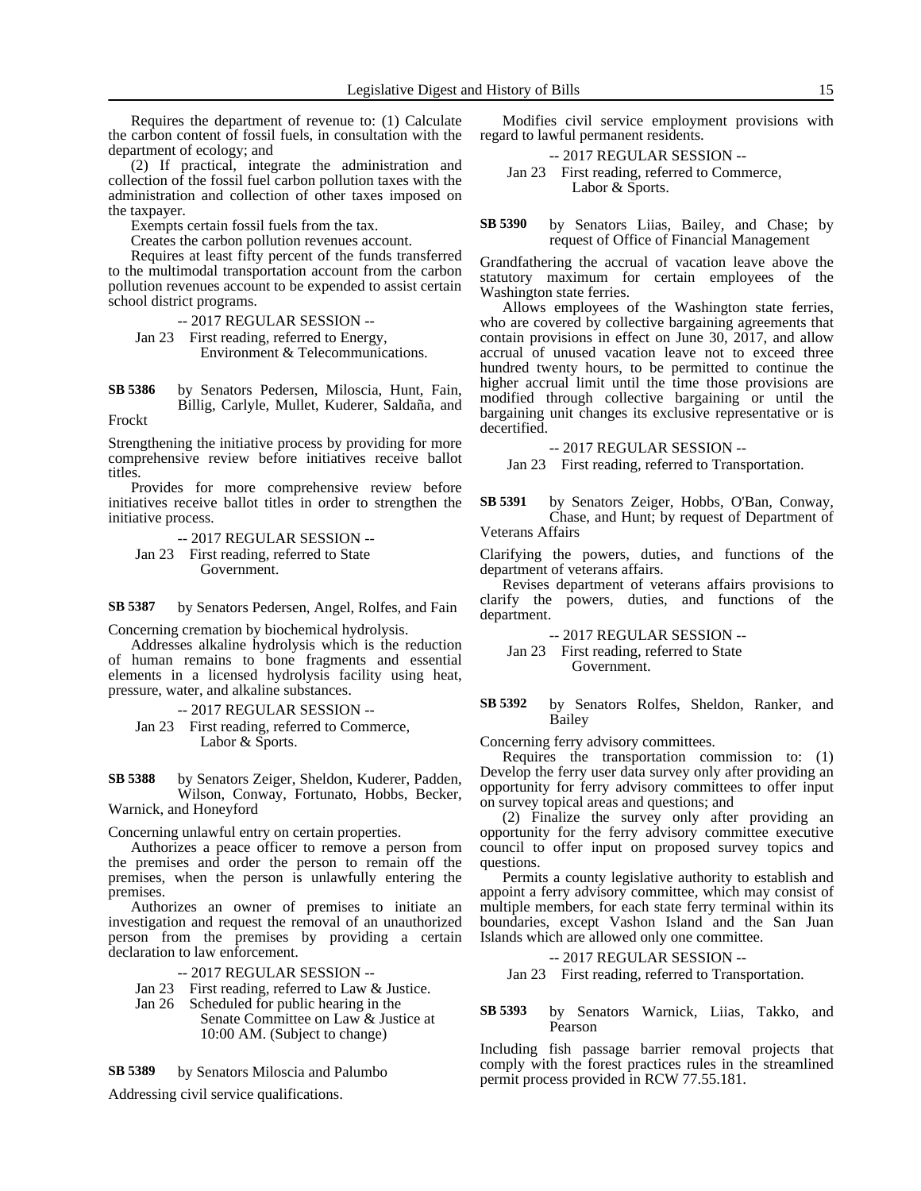Requires the department of revenue to: (1) Calculate the carbon content of fossil fuels, in consultation with the department of ecology; and

(2) If practical, integrate the administration and collection of the fossil fuel carbon pollution taxes with the administration and collection of other taxes imposed on the taxpayer.

Exempts certain fossil fuels from the tax.

Creates the carbon pollution revenues account.

Requires at least fifty percent of the funds transferred to the multimodal transportation account from the carbon pollution revenues account to be expended to assist certain school district programs.

-- 2017 REGULAR SESSION --

Jan 23 First reading, referred to Energy, Environment & Telecommunications.

**SB 5386** by Senators Pedersen, Miloscia, Hunt, Fain, Billig, Carlyle, Mullet, Kuderer, Saldaña, and Frockt

Strengthening the initiative process by providing for more comprehensive review before initiatives receive ballot titles.

Provides for more comprehensive review before initiatives receive ballot titles in order to strengthen the initiative process.

-- 2017 REGULAR SESSION --

Jan 23 First reading, referred to State Government.

**SB 5387** by Senators Pedersen, Angel, Rolfes, and Fain

Concerning cremation by biochemical hydrolysis.

Addresses alkaline hydrolysis which is the reduction of human remains to bone fragments and essential elements in a licensed hydrolysis facility using heat, pressure, water, and alkaline substances.

-- 2017 REGULAR SESSION --

Jan 23 First reading, referred to Commerce, Labor & Sports.

**SB 5388** by Senators Zeiger, Sheldon, Kuderer, Padden, Wilson, Conway, Fortunato, Hobbs, Becker, Warnick, and Honeyford

Concerning unlawful entry on certain properties.

Authorizes a peace officer to remove a person from the premises and order the person to remain off the premises, when the person is unlawfully entering the premises.

Authorizes an owner of premises to initiate an investigation and request the removal of an unauthorized person from the premises by providing a certain declaration to law enforcement.

-- 2017 REGULAR SESSION --

Jan 23 First reading, referred to Law & Justice.

Jan 26 Scheduled for public hearing in the Senate Committee on Law & Justice at 10:00 AM. (Subject to change)

**SB 5389** by Senators Miloscia and Palumbo

Addressing civil service qualifications.

Modifies civil service employment provisions with regard to lawful permanent residents.

-- 2017 REGULAR SESSION --

Jan 23 First reading, referred to Commerce, Labor & Sports.

**SB 5390** by Senators Liias, Bailey, and Chase; by request of Office of Financial Management

Grandfathering the accrual of vacation leave above the statutory maximum for certain employees of the Washington state ferries.

Allows employees of the Washington state ferries, who are covered by collective bargaining agreements that contain provisions in effect on June 30, 2017, and allow accrual of unused vacation leave not to exceed three hundred twenty hours, to be permitted to continue the higher accrual limit until the time those provisions are modified through collective bargaining or until the bargaining unit changes its exclusive representative or is decertified.

-- 2017 REGULAR SESSION --

Jan 23 First reading, referred to Transportation.

**SB 5391** by Senators Zeiger, Hobbs, O'Ban, Conway, Chase, and Hunt; by request of Department of Veterans Affairs

Clarifying the powers, duties, and functions of the department of veterans affairs.

Revises department of veterans affairs provisions to clarify the powers, duties, and functions of the department.

-- 2017 REGULAR SESSION --

Jan 23 First reading, referred to State Government.

**SB 5392** by Senators Rolfes, Sheldon, Ranker, and Bailey

Concerning ferry advisory committees.

Requires the transportation commission to: (1) Develop the ferry user data survey only after providing an opportunity for ferry advisory committees to offer input on survey topical areas and questions; and

(2) Finalize the survey only after providing an opportunity for the ferry advisory committee executive council to offer input on proposed survey topics and questions.

Permits a county legislative authority to establish and appoint a ferry advisory committee, which may consist of multiple members, for each state ferry terminal within its boundaries, except Vashon Island and the San Juan Islands which are allowed only one committee.

-- 2017 REGULAR SESSION --

Jan 23 First reading, referred to Transportation.

**SB 5393** by Senators Warnick, Liias, Takko, and Pearson

Including fish passage barrier removal projects that comply with the forest practices rules in the streamlined permit process provided in RCW 77.55.181.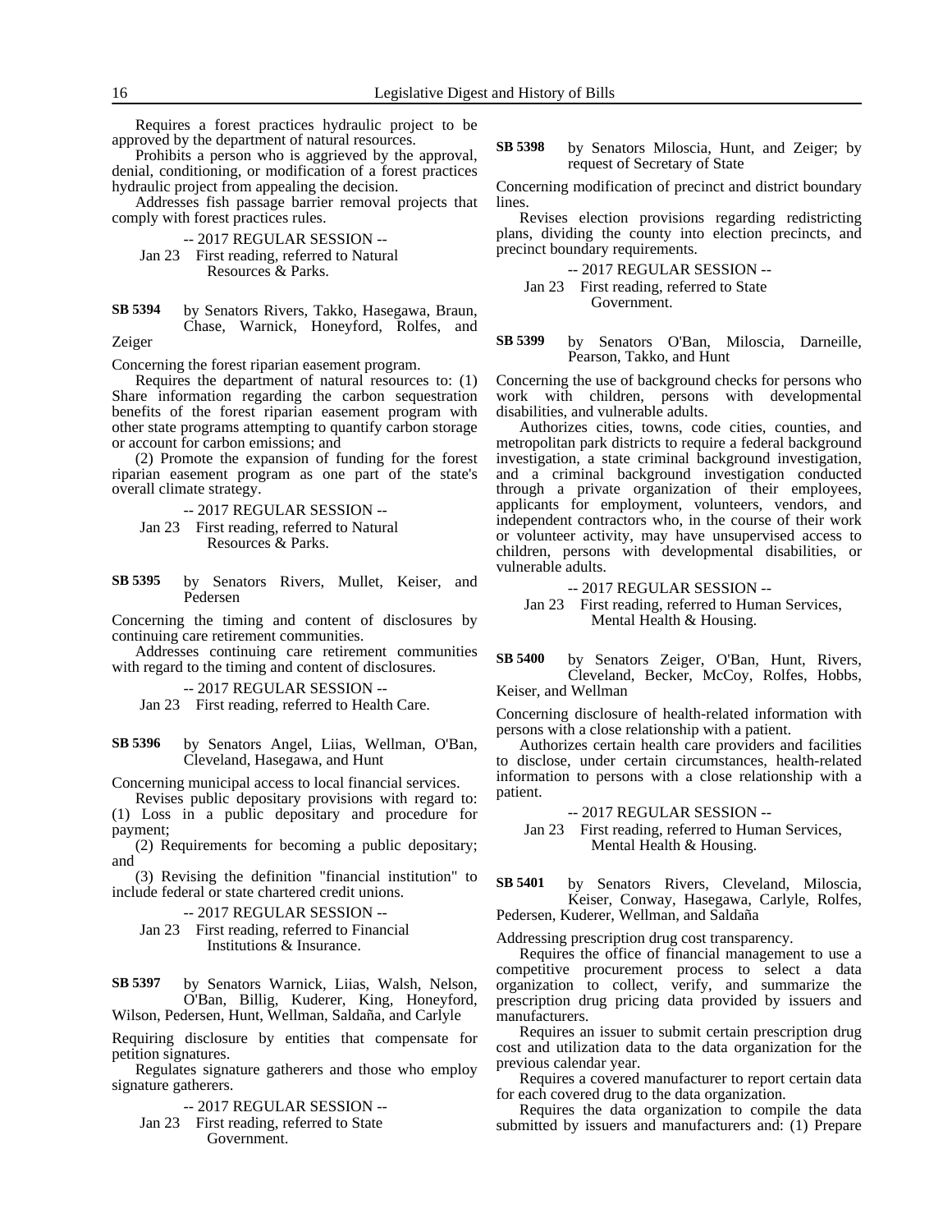Requires a forest practices hydraulic project to be approved by the department of natural resources.

Prohibits a person who is aggrieved by the approval, denial, conditioning, or modification of a forest practices hydraulic project from appealing the decision.

Addresses fish passage barrier removal projects that comply with forest practices rules.

-- 2017 REGULAR SESSION --

Jan 23 First reading, referred to Natural Resources & Parks.

**SB 5394** by Senators Rivers, Takko, Hasegawa, Braun, Chase, Warnick, Honeyford, Rolfes, and Zeiger

Concerning the forest riparian easement program.

Requires the department of natural resources to: (1) Share information regarding the carbon sequestration benefits of the forest riparian easement program with other state programs attempting to quantify carbon storage or account for carbon emissions; and

(2) Promote the expansion of funding for the forest riparian easement program as one part of the state's overall climate strategy.

-- 2017 REGULAR SESSION --

Jan 23 First reading, referred to Natural Resources & Parks.

**SB 5395** by Senators Rivers, Mullet, Keiser, and Pedersen

Concerning the timing and content of disclosures by continuing care retirement communities.

Addresses continuing care retirement communities with regard to the timing and content of disclosures.

-- 2017 REGULAR SESSION --

Jan 23 First reading, referred to Health Care.

**SB 5396** by Senators Angel, Liias, Wellman, O'Ban, Cleveland, Hasegawa, and Hunt

Concerning municipal access to local financial services.

Revises public depositary provisions with regard to: (1) Loss in a public depositary and procedure for payment;

(2) Requirements for becoming a public depositary; and

(3) Revising the definition "financial institution" to include federal or state chartered credit unions.

-- 2017 REGULAR SESSION --

Jan 23 First reading, referred to Financial Institutions & Insurance.

**SB 5397** by Senators Warnick, Liias, Walsh, Nelson, O'Ban, Billig, Kuderer, King, Honeyford, Wilson, Pedersen, Hunt, Wellman, Saldaña, and Carlyle

Requiring disclosure by entities that compensate for petition signatures.

Regulates signature gatherers and those who employ signature gatherers.

-- 2017 REGULAR SESSION --

Jan 23 First reading, referred to State Government.

**SB 5398** by Senators Miloscia, Hunt, and Zeiger; by request of Secretary of State

Concerning modification of precinct and district boundary lines.

Revises election provisions regarding redistricting plans, dividing the county into election precincts, and precinct boundary requirements.

-- 2017 REGULAR SESSION --

Jan 23 First reading, referred to State Government.

**SB 5399** by Senators O'Ban, Miloscia, Darneille, Pearson, Takko, and Hunt

Concerning the use of background checks for persons who work with children, persons with developmental disabilities, and vulnerable adults.

Authorizes cities, towns, code cities, counties, and metropolitan park districts to require a federal background investigation, a state criminal background investigation, and a criminal background investigation conducted through a private organization of their employees, applicants for employment, volunteers, vendors, and independent contractors who, in the course of their work or volunteer activity, may have unsupervised access to children, persons with developmental disabilities, or vulnerable adults.

-- 2017 REGULAR SESSION --

Jan 23 First reading, referred to Human Services, Mental Health & Housing.

**SB 5400** by Senators Zeiger, O'Ban, Hunt, Rivers, Cleveland, Becker, McCoy, Rolfes, Hobbs, Keiser, and Wellman

Concerning disclosure of health-related information with persons with a close relationship with a patient.

Authorizes certain health care providers and facilities to disclose, under certain circumstances, health-related information to persons with a close relationship with a patient.

-- 2017 REGULAR SESSION --

Jan 23 First reading, referred to Human Services, Mental Health & Housing.

**SB 5401** by Senators Rivers, Cleveland, Miloscia, Keiser, Conway, Hasegawa, Carlyle, Rolfes, Pedersen, Kuderer, Wellman, and Saldaña

Addressing prescription drug cost transparency.

Requires the office of financial management to use a competitive procurement process to select a data organization to collect, verify, and summarize the prescription drug pricing data provided by issuers and manufacturers.

Requires an issuer to submit certain prescription drug cost and utilization data to the data organization for the previous calendar year.

Requires a covered manufacturer to report certain data for each covered drug to the data organization.

Requires the data organization to compile the data submitted by issuers and manufacturers and: (1) Prepare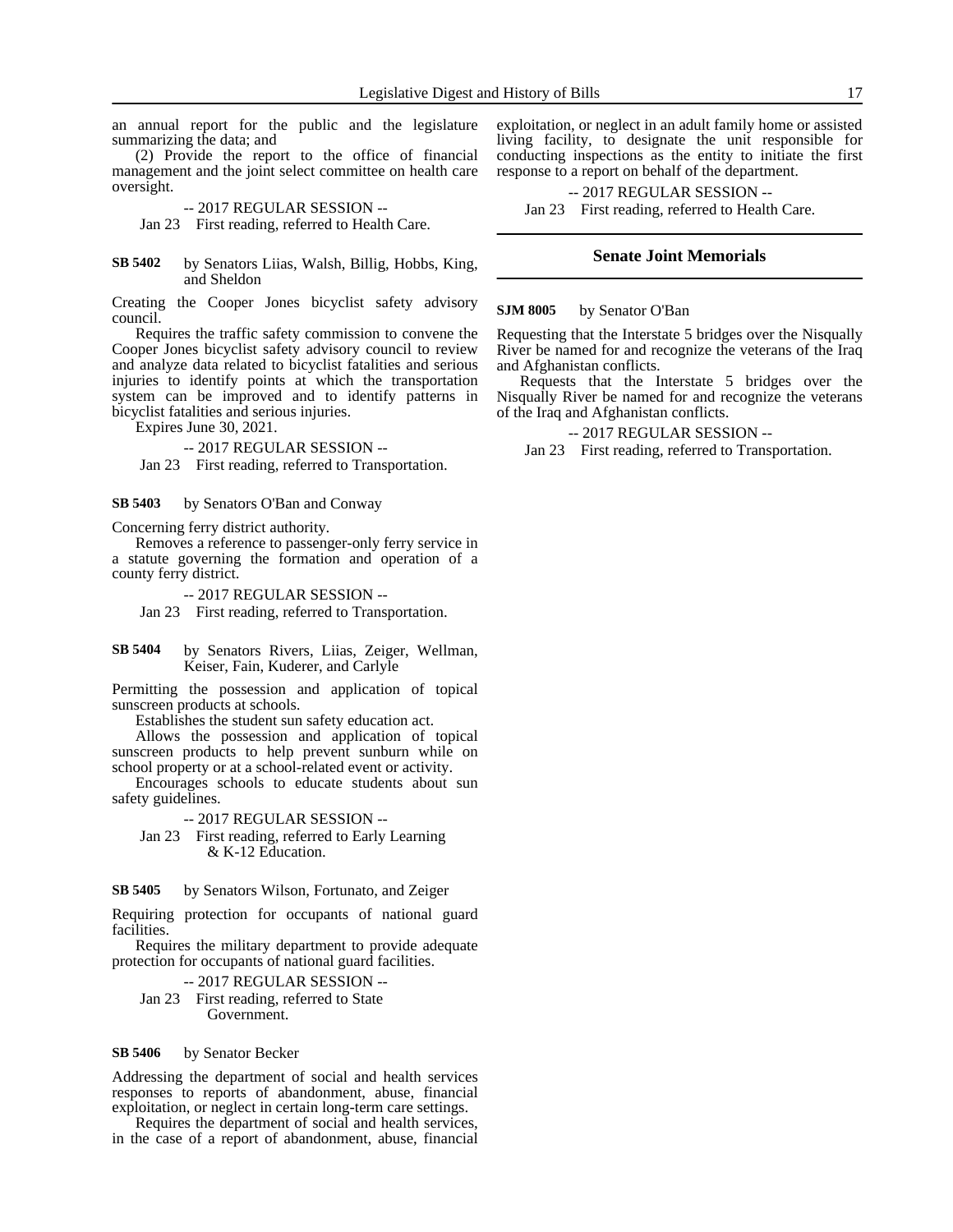an annual report for the public and the legislature summarizing the data; and

(2) Provide the report to the office of financial management and the joint select committee on health care oversight.

-- 2017 REGULAR SESSION --

Jan 23 First reading, referred to Health Care.

**SB 5402** by Senators Liias, Walsh, Billig, Hobbs, King, and Sheldon

Creating the Cooper Jones bicyclist safety advisory council.

Requires the traffic safety commission to convene the Cooper Jones bicyclist safety advisory council to review and analyze data related to bicyclist fatalities and serious injuries to identify points at which the transportation system can be improved and to identify patterns in bicyclist fatalities and serious injuries.

Expires June 30, 2021.

-- 2017 REGULAR SESSION --

Jan 23 First reading, referred to Transportation.

**SB 5403** by Senators O'Ban and Conway

Concerning ferry district authority.

Removes a reference to passenger-only ferry service in a statute governing the formation and operation of a county ferry district.

-- 2017 REGULAR SESSION --

Jan 23 First reading, referred to Transportation.

**SB 5404** by Senators Rivers, Liias, Zeiger, Wellman, Keiser, Fain, Kuderer, and Carlyle

Permitting the possession and application of topical sunscreen products at schools.

Establishes the student sun safety education act.

Allows the possession and application of topical sunscreen products to help prevent sunburn while on school property or at a school-related event or activity.

Encourages schools to educate students about sun safety guidelines.

-- 2017 REGULAR SESSION --

Jan 23 First reading, referred to Early Learning & K-12 Education.

**SB 5405** by Senators Wilson, Fortunato, and Zeiger

Requiring protection for occupants of national guard facilities.

Requires the military department to provide adequate protection for occupants of national guard facilities.

-- 2017 REGULAR SESSION --

Jan 23 First reading, referred to State Government.

**SB 5406** by Senator Becker

Addressing the department of social and health services responses to reports of abandonment, abuse, financial exploitation, or neglect in certain long-term care settings.

Requires the department of social and health services, in the case of a report of abandonment, abuse, financial exploitation, or neglect in an adult family home or assisted living facility, to designate the unit responsible for conducting inspections as the entity to initiate the first response to a report on behalf of the department.

-- 2017 REGULAR SESSION --

Jan 23 First reading, referred to Health Care.

## Senate Joint Memorials

**SJM 8005** by Senator O'Ban

Requesting that the Interstate 5 bridges over the Nisqually River be named for and recognize the veterans of the Iraq and Afghanistan conflicts.

Requests that the Interstate 5 bridges over the Nisqually River be named for and recognize the veterans of the Iraq and Afghanistan conflicts.

-- 2017 REGULAR SESSION --

Jan 23 First reading, referred to Transportation.